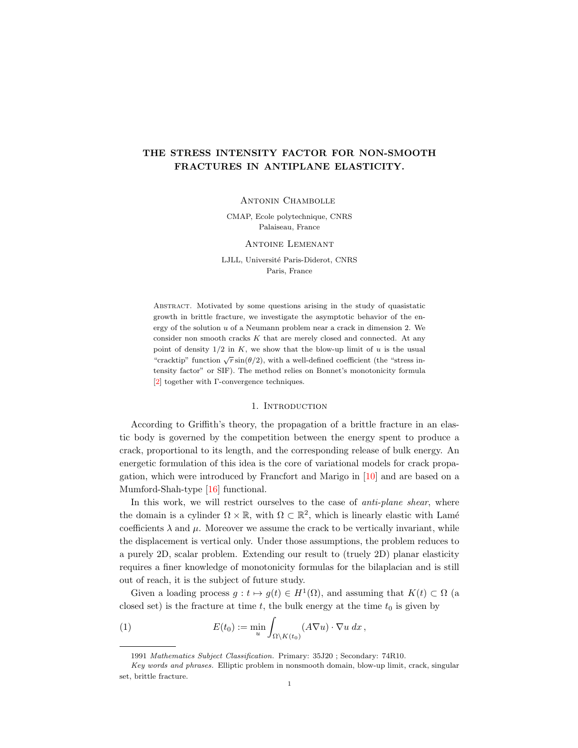# THE STRESS INTENSITY FACTOR FOR NON-SMOOTH FRACTURES IN ANTIPLANE ELASTICITY.

Antonin Chambolle

CMAP, Ecole polytechnique, CNRS
Palaiseau, France

Antoine Lemenant

LJLL, Université Paris-Diderot, CNRS
Paris, France

Abstract. Motivated by some questions arising in the study of quasistatic growth in brittle fracture, we investigate the asymptotic behavior of the energy of the solution $u$ of a Neumann problem near a crack in dimension 2. We consider non smooth cracks $K$ that are merely closed and connected. At any point of density $1/2$ in $K$, we show that the blow-up limit of $u$ is the usual "cracktip" function $\sqrt{r}\sin(\theta/2)$, with a well-defined coefficient (the "stress intensity factor" or SIF). The method relies on Bonnet's monotonicity formula [2] together with $\Gamma$-convergence techniques.

## 1. Introduction

According to Griffith's theory, the propagation of a brittle fracture in an elastic body is governed by the competition between the energy spent to produce a crack, proportional to its length, and the corresponding release of bulk energy. An energetic formulation of this idea is the core of variational models for crack propagation, which were introduced by Francfort and Marigo in [10] and are based on a Mumford-Shah-type [16] functional.

In this work, we will restrict ourselves to the case of *anti-plane shear*, where the domain is a cylinder $\Omega \times \mathbb{R}$, with $\Omega \subset \mathbb{R}^2$, which is linearly elastic with Lamé coefficients $\lambda$ and $\mu$. Moreover we assume the crack to be vertically invariant, while the displacement is vertical only. Under those assumptions, the problem reduces to a purely 2D, scalar problem. Extending our result to (truely 2D) planar elasticity requires a finer knowledge of monotonicity formulas for the bilaplacian and is still out of reach, it is the subject of future study.

Given a loading process $g : t \mapsto g(t) \in H^1(\Omega)$, and assuming that $K(t) \subset \Omega$ (a closed set) is the fracture at time $t$, the bulk energy at the time $t_0$ is given by

$$E(t_0) := \min_u \int_{\Omega \setminus K(t_0)} (A\nabla u) \cdot \nabla u \, dx \,, \tag{1}$$

---

1991 *Mathematics Subject Classification.* Primary: 35J20 ; Secondary: 74R10.

*Key words and phrases.* Elliptic problem in nonsmooth domain, blow-up limit, crack, singular set, brittle fracture.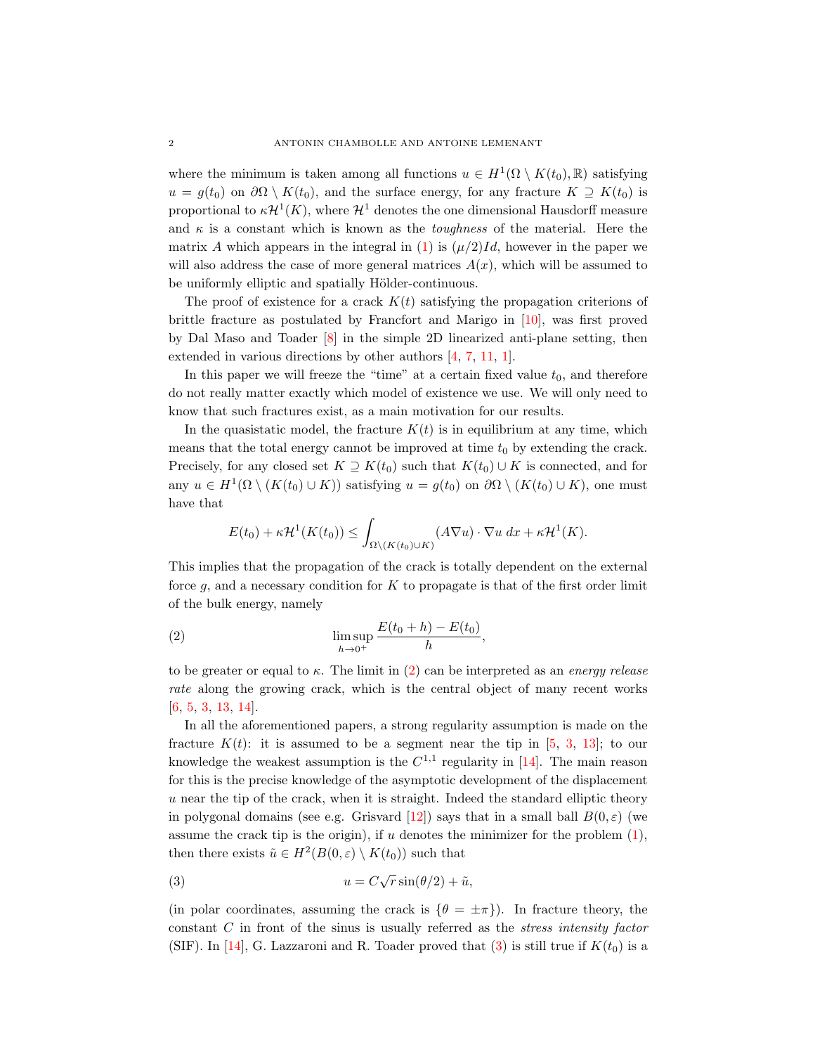where the minimum is taken among all functions $u \in H^1(\Omega \setminus K(t_0), \mathbb{R})$ satisfying $u = g(t_0)$ on $\partial\Omega \setminus K(t_0)$, and the surface energy, for any fracture $K \supseteq K(t_0)$ is proportional to $\kappa \mathcal{H}^1(K)$, where $\mathcal{H}^1$ denotes the one dimensional Hausdorff measure and $\kappa$ is a constant which is known as the *toughess* of the material. Here the matrix $A$ which appears in the integral in (1) is $(\mu/2)Id$, however in the paper we will also address the case of more general matrices $A(x)$, which will be assumed to be uniformly elliptic and spatially Hölder-continuous.

The proof of existence for a crack $K(t)$ satisfying the propagation criterions of brittle fracture as postulated by Francfort and Marigo in [10], was first proved by Dal Maso and Toader [8] in the simple 2D linearized anti-plane setting, then extended in various directions by other authors [4, 7, 11, 1].

In this paper we will freeze the "time" at a certain fixed value $t_0$, and therefore do not really matter exactly which model of existence we use. We will only need to know that such fractures exist, as a main motivation for our results.

In the quasistatic model, the fracture $K(t)$ is in equilibrium at any time, which means that the total energy cannot be improved at time $t_0$ by extending the crack. Precisely, for any closed set $K \supseteq K(t_0)$ such that $K(t_0) \cup K$ is connected, and for any $u \in H^1(\Omega \setminus (K(t_0) \cup K))$ satisfying $u = g(t_0)$ on $\partial\Omega \setminus (K(t_0) \cup K)$, one must have that

$$E(t_0) + \kappa \mathcal{H}^1(K(t_0)) \leq \int_{\Omega \setminus (K(t_0) \cup K)} (A\nabla u) \cdot \nabla u \, dx + \kappa \mathcal{H}^1(K).$$

This implies that the propagation of the crack is totally dependent on the external force $g$, and a necessary condition for $K$ to propagate is that of the first order limit of the bulk energy, namely

$$\limsup_{h \to 0^+} \frac{E(t_0 + h) - E(t_0)}{h}, \tag{2}$$

to be greater or equal to $\kappa$. The limit in (2) can be interpreted as an *energy release rate* along the growing crack, which is the central object of many recent works [6, 5, 3, 13, 14].

In all the aforementioned papers, a strong regularity assumption is made on the fracture $K(t)$: it is assumed to be a segment near the tip in [5, 3, 13]; to our knowledge the weakest assumption is the $C^{1,1}$ regularity in [14]. The main reason for this is the precise knowledge of the asymptotic development of the displacement $u$ near the tip of the crack, when it is straight. Indeed the standard elliptic theory in polygonal domains (see e.g. Grisvard [12]) says that in a small ball $B(0, \varepsilon)$ (we assume the crack tip is the origin), if $u$ denotes the minimizer for the problem (1), then there exists $\tilde{u} \in H^2(B(0,\varepsilon) \setminus K(t_0))$ such that

$$u = C\sqrt{r}\sin(\theta/2) + \tilde{u}, \tag{3}$$

(in polar coordinates, assuming the crack is $\{\theta = \pm\pi\}$). In fracture theory, the constant $C$ in front of the sinus is usually referred as the *stress intensity factor* (SIF). In [14], G. Lazzaroni and R. Toader proved that (3) is still true if $K(t_0)$ is a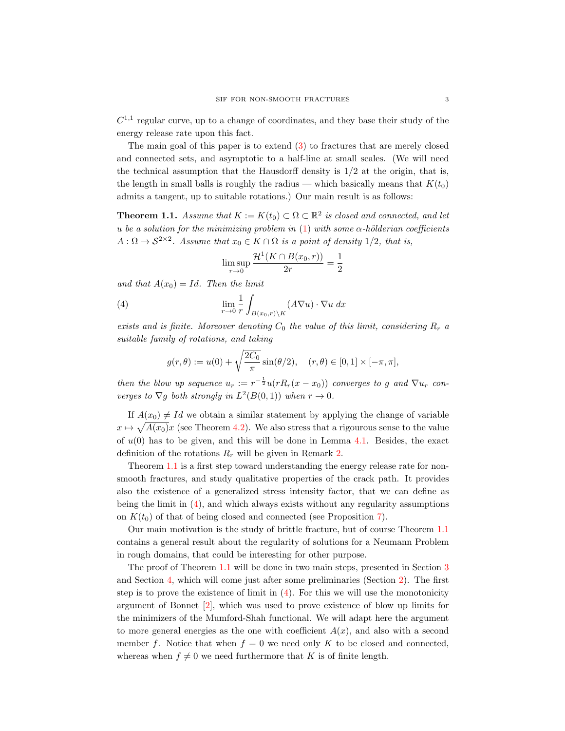$C^{1,1}$ regular curve, up to a change of coordinates, and they base their study of the energy release rate upon this fact.

The main goal of this paper is to extend (3) to fractures that are merely closed and connected sets, and asymptotic to a half-line at small scales. (We will need the technical assumption that the Hausdorff density is 1/2 at the origin, that is, the length in small balls is roughly the radius — which basically means that $K(t_0)$ admits a tangent, up to suitable rotations.) Our main result is as follows:

**Theorem 1.1.** *Assume that $K := K(t_0) \subset \Omega \subset \mathbb{R}^2$ is closed and connected, and let $u$ be a solution for the minimizing problem in (1) with some $\alpha$-hölderian coefficients $A : \Omega \to \mathcal{S}^{2\times 2}$. Assume that $x_0 \in K \cap \Omega$ is a point of density 1/2, that is,*

$$\limsup_{r\to 0} \frac{\mathcal{H}^1(K \cap B(x_0, r))}{2r} = \frac{1}{2}$$

*and that $A(x_0) = Id$. Then the limit*

$$\lim_{r\to 0} \frac{1}{r} \int_{B(x_0,r)\setminus K} (A\nabla u) \cdot \nabla u \, dx \tag{4}$$

*exists and is finite. Moreover denoting $C_0$ the value of this limit, considering $R_r$ a suitable family of rotations, and taking*

$$g(r, \theta) := u(0) + \sqrt{\frac{2C_0}{\pi}} \sin(\theta/2), \quad (r, \theta) \in [0, 1] \times [-\pi, \pi],$$

*then the blow up sequence $u_r := r^{-\frac{1}{2}} u(rR_r(x - x_0))$ converges to $g$ and $\nabla u_r$ converges to $\nabla g$ both strongly in $L^2(B(0, 1))$ when $r \to 0$.*

If $A(x_0) \neq Id$ we obtain a similar statement by applying the change of variable $x \mapsto \sqrt{A(x_0)}x$ (see Theorem 4.2). We also stress that a rigourous sense to the value of $u(0)$ has to be given, and this will be done in Lemma 4.1. Besides, the exact definition of the rotations $R_r$ will be given in Remark 2.

Theorem 1.1 is a first step toward understanding the energy release rate for non-smooth fractures, and study qualitative properties of the crack path. It provides also the existence of a generalized stress intensity factor, that we can define as being the limit in (4), and which always exists without any regularity assumptions on $K(t_0)$ of that of being closed and connected (see Proposition 7).

Our main motivation is the study of brittle fracture, but of course Theorem 1.1 contains a general result about the regularity of solutions for a Neumann Problem in rough domains, that could be interesting for other purpose.

The proof of Theorem 1.1 will be done in two main steps, presented in Section 3 and Section 4, which will come just after some preliminaries (Section 2). The first step is to prove the existence of limit in (4). For this we will use the monotonicity argument of Bonnet [2], which was used to prove existence of blow up limits for the minimizers of the Mumford-Shah functional. We will adapt here the argument to more general energies as the one with coefficient $A(x)$, and also with a second member $f$. Notice that when $f = 0$ we need only $K$ to be closed and connected, whereas when $f \neq 0$ we need furthermore that $K$ is of finite length.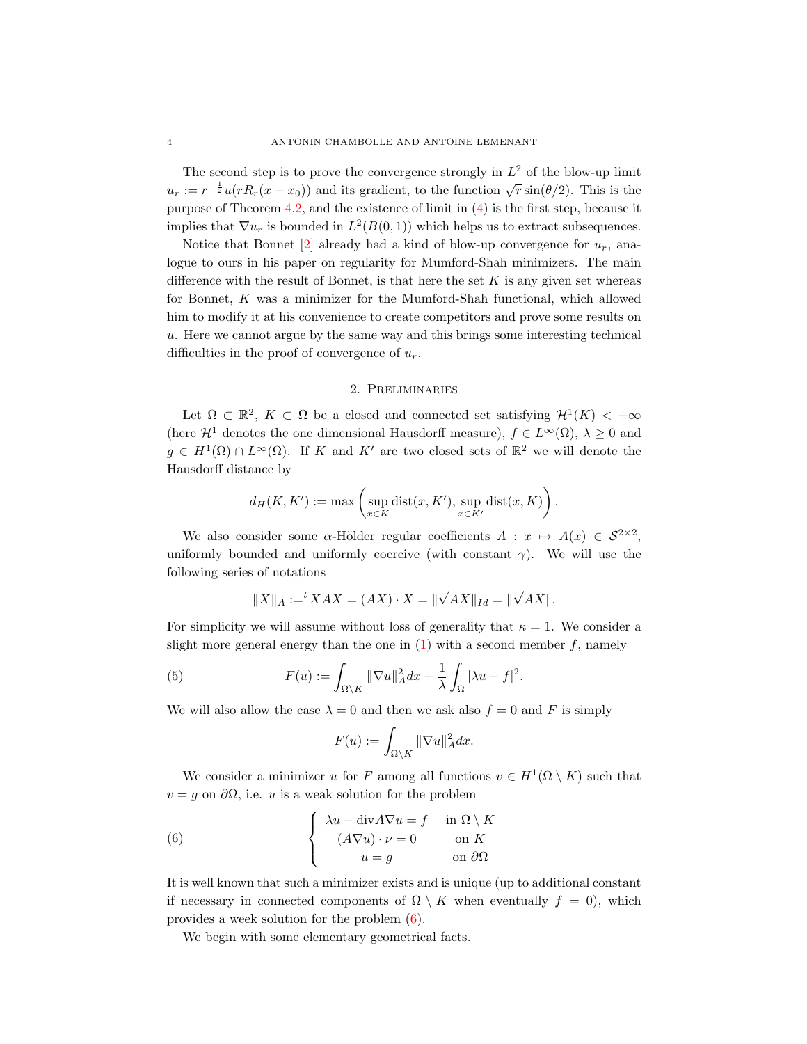The second step is to prove the convergence strongly in $L^2$ of the blow-up limit $u_r := r^{-\frac{1}{2}}u(rR_r(x-x_0))$ and its gradient, to the function $\sqrt{r}\sin(\theta/2)$. This is the purpose of Theorem 4.2, and the existence of limit in (4) is the first step, because it implies that $\nabla u_r$ is bounded in $L^2(B(0,1))$ which helps us to extract subsequences.

Notice that Bonnet [2] already had a kind of blow-up convergence for $u_r$, analogue to ours in his paper on regularity for Mumford-Shah minimizers. The main difference with the result of Bonnet, is that here the set $K$ is any given set whereas for Bonnet, $K$ was a minimizer for the Mumford-Shah functional, which allowed him to modify it at his convenience to create competitors and prove some results on $u$. Here we cannot argue by the same way and this brings some interesting technical difficulties in the proof of convergence of $u_r$.

## 2. Preliminaries

Let $\Omega \subset \mathbb{R}^2$, $K \subset \Omega$ be a closed and connected set satisfying $\mathcal{H}^1(K) < +\infty$ (here $\mathcal{H}^1$ denotes the one dimensional Hausdorff measure), $f \in L^\infty(\Omega)$, $\lambda \geq 0$ and $g \in H^1(\Omega) \cap L^\infty(\Omega)$. If $K$ and $K'$ are two closed sets of $\mathbb{R}^2$ we will denote the Hausdorff distance by

$$d_H(K,K') := \max\left(\sup_{x\in K}\operatorname{dist}(x,K'), \sup_{x\in K'}\operatorname{dist}(x,K)\right).$$

We also consider some $\alpha$-Hölder regular coefficients $A : x \mapsto A(x) \in \mathcal{S}^{2\times 2}$, uniformly bounded and uniformly coercive (with constant $\gamma$). We will use the following series of notations

$$\|X\|_A := {}^t XAX = (AX)\cdot X = \|\sqrt{A}X\|_{Id} = \|\sqrt{A}X\|.$$

For simplicity we will assume without loss of generality that $\kappa = 1$. We consider a slight more general energy than the one in (1) with a second member $f$, namely

$$F(u) := \int_{\Omega\setminus K}\|\nabla u\|_A^2 dx + \frac{1}{\lambda}\int_\Omega |\lambda u - f|^2. \tag{5}$$

We will also allow the case $\lambda = 0$ and then we ask also $f = 0$ and $F$ is simply

$$F(u) := \int_{\Omega\setminus K}\|\nabla u\|_A^2 dx.$$

We consider a minimizer $u$ for $F$ among all functions $v \in H^1(\Omega\setminus K)$ such that $v = g$ on $\partial\Omega$, i.e. $u$ is a weak solution for the problem

$$\begin{cases} \lambda u - \operatorname{div} A\nabla u = f & \text{in } \Omega\setminus K \\ (A\nabla u)\cdot\nu = 0 & \text{on } K \\ u = g & \text{on } \partial\Omega \end{cases} \tag{6}$$

It is well known that such a minimizer exists and is unique (up to additional constant if necessary in connected components of $\Omega\setminus K$ when eventually $f = 0$), which provides a week solution for the problem (6).

We begin with some elementary geometrical facts.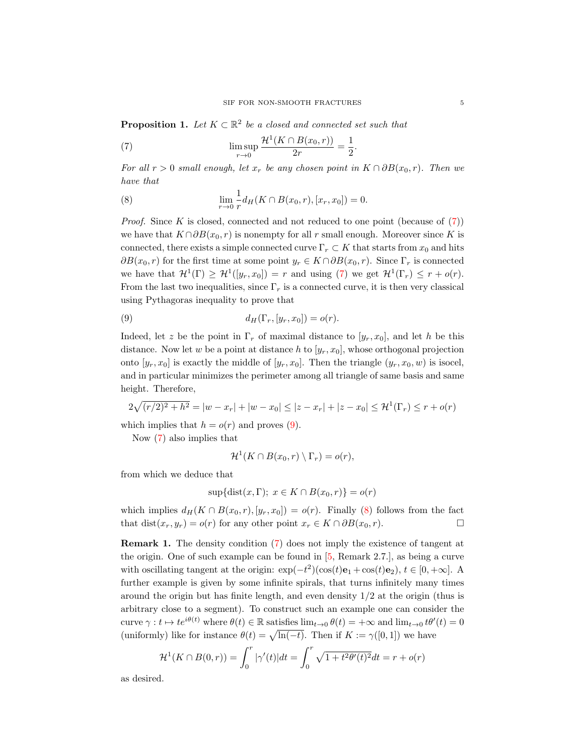**Proposition 1.** *Let $K \subset \mathbb{R}^2$ be a closed and connected set such that*

$$\limsup_{r\to 0} \frac{\mathcal{H}^1(K\cap B(x_0,r))}{2r} = \frac{1}{2}. \tag{7}$$

*For all $r>0$ small enough, let $x_r$ be any chosen point in $K\cap \partial B(x_0,r)$. Then we have that*

$$\lim_{r\to 0} \frac{1}{r} d_H(K\cap B(x_0,r),[x_r,x_0]) = 0. \tag{8}$$

*Proof.* Since $K$ is closed, connected and not reduced to one point (because of (7)) we have that $K\cap\partial B(x_0,r)$ is nonempty for all $r$ small enough. Moreover since $K$ is connected, there exists a simple connected curve $\Gamma_r\subset K$ that starts from $x_0$ and hits $\partial B(x_0,r)$ for the first time at some point $y_r\in K\cap\partial B(x_0,r)$. Since $\Gamma_r$ is connected we have that $\mathcal{H}^1(\Gamma)\geq \mathcal{H}^1([y_r,x_0])=r$ and using (7) we get $\mathcal{H}^1(\Gamma_r)\leq r+o(r)$. From the last two inequalities, since $\Gamma_r$ is a connected curve, it is then very classical using Pythagoras inequality to prove that

$$d_H(\Gamma_r,[y_r,x_0]) = o(r). \tag{9}$$

Indeed, let $z$ be the point in $\Gamma_r$ of maximal distance to $[y_r,x_0]$, and let $h$ be this distance. Now let $w$ be a point at distance $h$ to $[y_r,x_0]$, whose orthogonal projection onto $[y_r,x_0]$ is exactly the middle of $[y_r,x_0]$. Then the triangle $(y_r,x_0,w)$ is isocel, and in particular minimizes the perimeter among all triangle of same basis and same height. Therefore,

$$2\sqrt{(r/2)^2+h^2} = |w-x_r|+|w-x_0| \leq |z-x_r|+|z-x_0| \leq \mathcal{H}^1(\Gamma_r)\leq r+o(r)$$

which implies that $h=o(r)$ and proves (9).

Now (7) also implies that

$$\mathcal{H}^1(K\cap B(x_0,r)\setminus\Gamma_r) = o(r),$$

from which we deduce that

$$\sup\{\mathrm{dist}(x,\Gamma);\ x\in K\cap B(x_0,r)\} = o(r)$$

which implies $d_H(K\cap B(x_0,r),[y_r,x_0])=o(r)$. Finally (8) follows from the fact that $\mathrm{dist}(x_r,y_r)=o(r)$ for any other point $x_r\in K\cap\partial B(x_0,r)$. □

**Remark 1.** The density condition (7) does not imply the existence of tangent at the origin. One of such example can be found in [5, Remark 2.7.], as being a curve with oscillating tangent at the origin: $\exp(-t^2)(\cos(t)\mathbf{e}_1+\cos(t)\mathbf{e}_2)$, $t\in[0,+\infty]$. A further example is given by some infinite spirals, that turns infinitely many times around the origin but has finite length, and even density $1/2$ at the origin (thus is arbitrary close to a segment). To construct such an example one can consider the curve $\gamma: t\mapsto te^{i\theta(t)}$ where $\theta(t)\in\mathbb{R}$ satisfies $\lim_{t\to 0}\theta(t)=+\infty$ and $\lim_{t\to 0} t\theta'(t)=0$ (uniformly) like for instance $\theta(t)=\sqrt{\ln(-t)}$. Then if $K:=\gamma([0,1])$ we have

$$\mathcal{H}^1(K\cap B(0,r)) = \int_0^r |\gamma'(t)|dt = \int_0^r \sqrt{1+t^2\theta'(t)^2}dt = r+o(r)$$

as desired.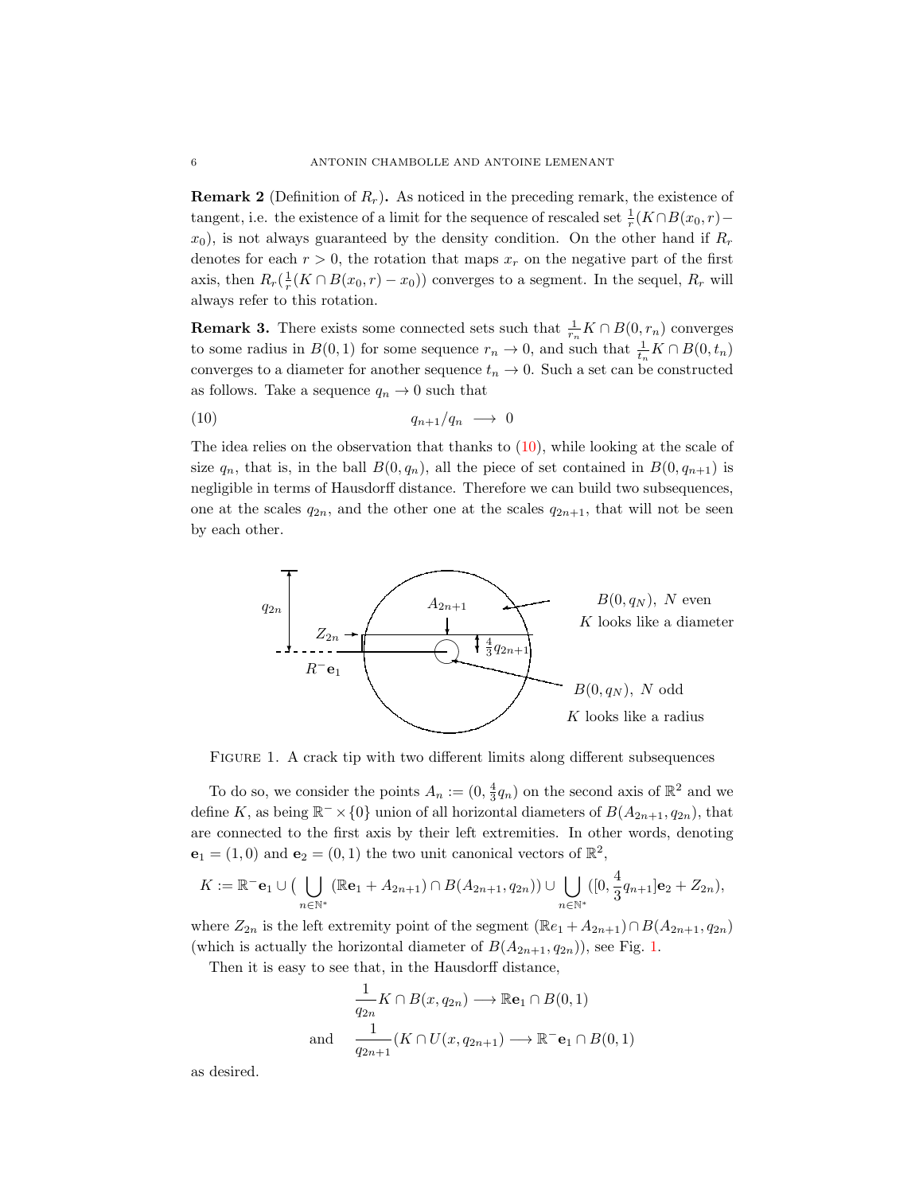**Remark 2** (Definition of $R_r$)**.** As noticed in the preceding remark, the existence of tangent, i.e. the existence of a limit for the sequence of rescaled set $\frac{1}{r}(K \cap B(x_0,r) - x_0)$, is not always guaranteed by the density condition. On the other hand if $R_r$ denotes for each $r > 0$, the rotation that maps $x_r$ on the negative part of the first axis, then $R_r(\frac{1}{r}(K \cap B(x_0,r) - x_0))$ converges to a segment. In the sequel, $R_r$ will always refer to this rotation.

**Remark 3.** There exists some connected sets such that $\frac{1}{r_n}K \cap B(0,r_n)$ converges to some radius in $B(0,1)$ for some sequence $r_n \to 0$, and such that $\frac{1}{t_n}K \cap B(0,t_n)$ converges to a diameter for another sequence $t_n \to 0$. Such a set can be constructed as follows. Take a sequence $q_n \to 0$ such that

$$q_{n+1}/q_n \longrightarrow 0 \tag{10}$$

The idea relies on the observation that thanks to (10), while looking at the scale of size $q_n$, that is, in the ball $B(0,q_n)$, all the piece of set contained in $B(0,q_{n+1})$ is negligible in terms of Hausdorff distance. Therefore we can build two subsequences, one at the scales $q_{2n}$, and the other one at the scales $q_{2n+1}$, that will not be seen by each other.

FIGURE 1. A crack tip with two different limits along different subsequences

To do so, we consider the points $A_n := (0, \frac{4}{3}q_n)$ on the second axis of $\mathbb{R}^2$ and we define $K$, as being $\mathbb{R}^- \times \{0\}$ union of all horizontal diameters of $B(A_{2n+1}, q_{2n})$, that are connected to the first axis by their left extremities. In other words, denoting $\mathbf{e}_1 = (1,0)$ and $\mathbf{e}_2 = (0,1)$ the two unit canonical vectors of $\mathbb{R}^2$,

$$K := \mathbb{R}^-\mathbf{e}_1 \cup \Big( \bigcup_{n\in\mathbb{N}^*} (\mathbb{R}\mathbf{e}_1 + A_{2n+1}) \cap B(A_{2n+1}, q_{2n}) \Big) \cup \bigcup_{n\in\mathbb{N}^*} ([0, \frac{4}{3}q_{n+1}]\mathbf{e}_2 + Z_{2n}),$$

where $Z_{2n}$ is the left extremity point of the segment $(\mathbb{R}e_1 + A_{2n+1}) \cap B(A_{2n+1}, q_{2n})$ (which is actually the horizontal diameter of $B(A_{2n+1}, q_{2n})$), see Fig. 1.

Then it is easy to see that, in the Hausdorff distance,

$$\frac{1}{q_{2n}} K \cap B(x, q_{2n}) \longrightarrow \mathbb{R}\mathbf{e}_1 \cap B(0,1)$$

$$\text{and} \quad \frac{1}{q_{2n+1}} (K \cap U(x, q_{2n+1}) \longrightarrow \mathbb{R}^-\mathbf{e}_1 \cap B(0,1)$$

as desired.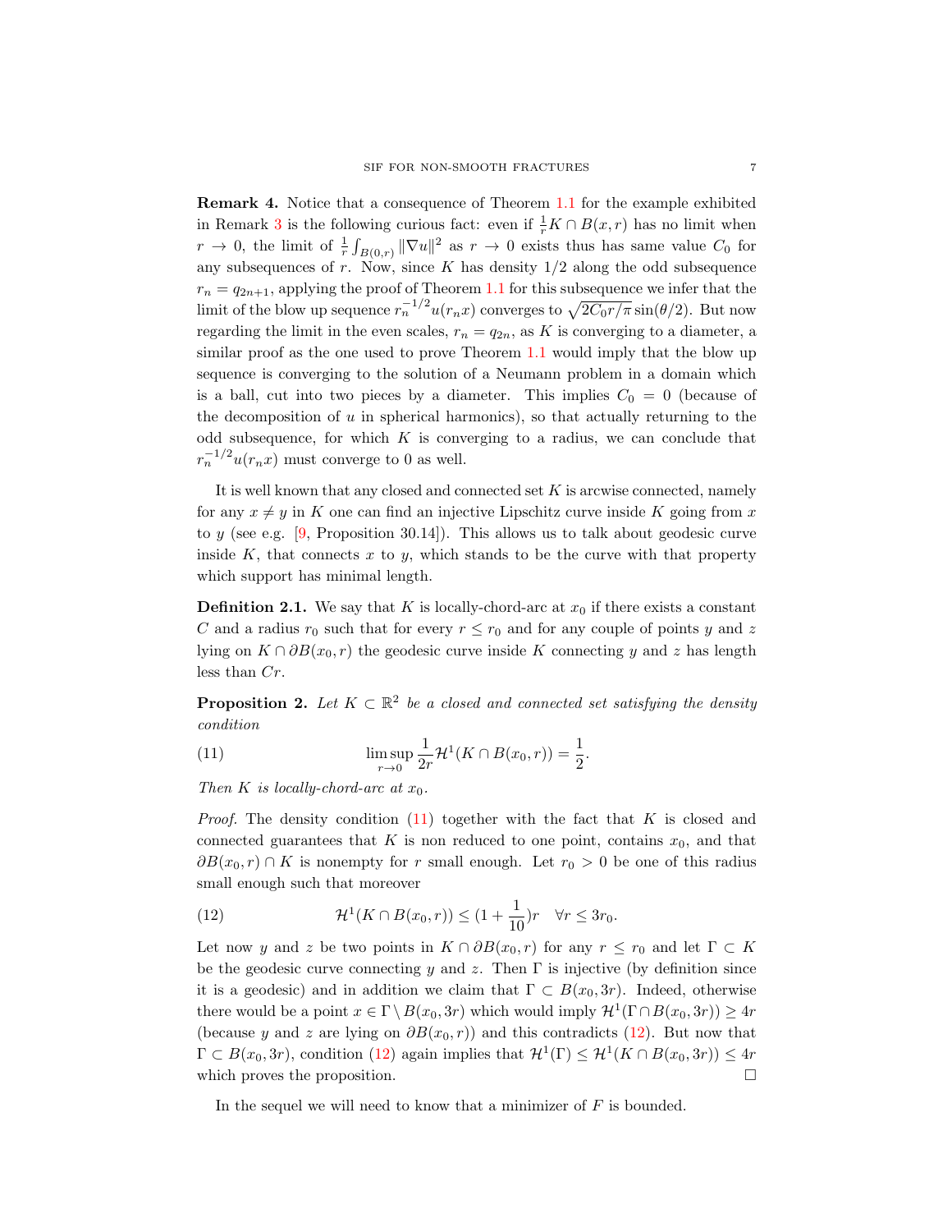**Remark 4.** Notice that a consequence of Theorem 1.1 for the example exhibited in Remark 3 is the following curious fact: even if $\frac{1}{r}K \cap B(x,r)$ has no limit when $r \to 0$, the limit of $\frac{1}{r}\int_{B(0,r)} \|\nabla u\|^2$ as $r \to 0$ exists thus has same value $C_0$ for any subsequences of $r$. Now, since $K$ has density $1/2$ along the odd subsequence $r_n = q_{2n+1}$, applying the proof of Theorem 1.1 for this subsequence we infer that the limit of the blow up sequence $r_n^{-1/2}u(r_n x)$ converges to $\sqrt{2C_0 r/\pi}\sin(\theta/2)$. But now regarding the limit in the even scales, $r_n = q_{2n}$, as $K$ is converging to a diameter, a similar proof as the one used to prove Theorem 1.1 would imply that the blow up sequence is converging to the solution of a Neumann problem in a domain which is a ball, cut into two pieces by a diameter. This implies $C_0 = 0$ (because of the decomposition of $u$ in spherical harmonics), so that actually returning to the odd subsequence, for which $K$ is converging to a radius, we can conclude that $r_n^{-1/2}u(r_n x)$ must converge to 0 as well.

It is well known that any closed and connected set $K$ is arcwise connected, namely for any $x \neq y$ in $K$ one can find an injective Lipschitz curve inside $K$ going from $x$ to $y$ (see e.g. [9, Proposition 30.14]). This allows us to talk about geodesic curve inside $K$, that connects $x$ to $y$, which stands to be the curve with that property which support has minimal length.

**Definition 2.1.** We say that $K$ is locally-chord-arc at $x_0$ if there exists a constant $C$ and a radius $r_0$ such that for every $r \leq r_0$ and for any couple of points $y$ and $z$ lying on $K \cap \partial B(x_0,r)$ the geodesic curve inside $K$ connecting $y$ and $z$ has length less than $Cr$.

**Proposition 2.** *Let $K \subset \mathbb{R}^2$ be a closed and connected set satisfying the density condition*

$$\limsup_{r\to 0} \frac{1}{2r}\mathcal{H}^1(K \cap B(x_0,r)) = \frac{1}{2}. \tag{11}$$

*Then $K$ is locally-chord-arc at $x_0$.*

*Proof.* The density condition (11) together with the fact that $K$ is closed and connected guarantees that $K$ is non reduced to one point, contains $x_0$, and that $\partial B(x_0,r) \cap K$ is nonempty for $r$ small enough. Let $r_0 > 0$ be one of this radius small enough such that moreover

$$\mathcal{H}^1(K \cap B(x_0,r)) \leq (1+\frac{1}{10})r \quad \forall r \leq 3r_0. \tag{12}$$

Let now $y$ and $z$ be two points in $K \cap \partial B(x_0,r)$ for any $r \leq r_0$ and let $\Gamma \subset K$ be the geodesic curve connecting $y$ and $z$. Then $\Gamma$ is injective (by definition since it is a geodesic) and in addition we claim that $\Gamma \subset B(x_0,3r)$. Indeed, otherwise there would be a point $x \in \Gamma \setminus B(x_0,3r)$ which would imply $\mathcal{H}^1(\Gamma \cap B(x_0,3r)) \geq 4r$ (because $y$ and $z$ are lying on $\partial B(x_0,r)$) and this contradicts (12). But now that $\Gamma \subset B(x_0,3r)$, condition (12) again implies that $\mathcal{H}^1(\Gamma) \leq \mathcal{H}^1(K \cap B(x_0,3r)) \leq 4r$ which proves the proposition. □

In the sequel we will need to know that a minimizer of $F$ is bounded.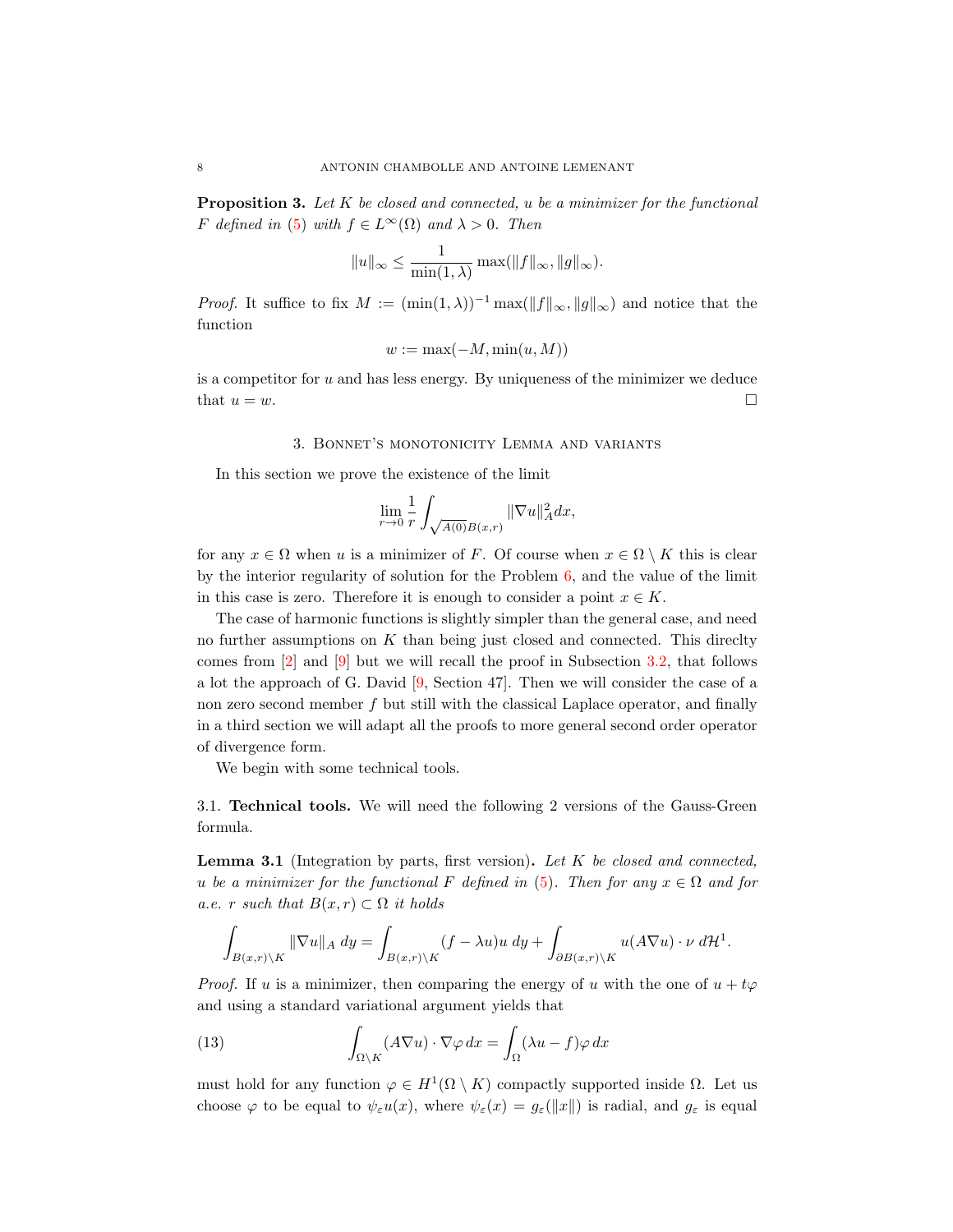**Proposition 3.** *Let $K$ be closed and connected, $u$ be a minimizer for the functional $F$ defined in (5) with $f \in L^\infty(\Omega)$ and $\lambda > 0$. Then*

$$\|u\|_\infty \leq \frac{1}{\min(1,\lambda)} \max(\|f\|_\infty, \|g\|_\infty).$$

*Proof.* It suffice to fix $M := (\min(1,\lambda))^{-1} \max(\|f\|_\infty, \|g\|_\infty)$ and notice that the function

$$w := \max(-M, \min(u, M))$$

is a competitor for $u$ and has less energy. By uniqueness of the minimizer we deduce that $u = w$. □

## 3. Bonnet's monotonicity Lemma and variants

In this section we prove the existence of the limit

$$\lim_{r\to 0} \frac{1}{r} \int_{\sqrt{A(0)}B(x,r)} \|\nabla u\|_A^2 dx,$$

for any $x \in \Omega$ when $u$ is a minimizer of $F$. Of course when $x \in \Omega \setminus K$ this is clear by the interior regularity of solution for the Problem 6, and the value of the limit in this case is zero. Therefore it is enough to consider a point $x \in K$.

The case of harmonic functions is slightly simpler than the general case, and need no further assumptions on $K$ than being just closed and connected. This direclty comes from [2] and [9] but we will recall the proof in Subsection 3.2, that follows a lot the approach of G. David [9, Section 47]. Then we will consider the case of a non zero second member $f$ but still with the classical Laplace operator, and finally in a third section we will adapt all the proofs to more general second order operator of divergence form.

We begin with some technical tools.

### 3.1. Technical tools.

We will need the following 2 versions of the Gauss-Green formula.

**Lemma 3.1** (Integration by parts, first version)**.** *Let $K$ be closed and connected, $u$ be a minimizer for the functional $F$ defined in (5). Then for any $x \in \Omega$ and for a.e. $r$ such that $B(x,r) \subset \Omega$ it holds*

$$\int_{B(x,r)\setminus K} \|\nabla u\|_A \, dy = \int_{B(x,r)\setminus K} (f - \lambda u) u \, dy + \int_{\partial B(x,r)\setminus K} u (A\nabla u) \cdot \nu \, d\mathcal{H}^1.$$

*Proof.* If $u$ is a minimizer, then comparing the energy of $u$ with the one of $u + t\varphi$ and using a standard variational argument yields that

$$\int_{\Omega\setminus K} (A\nabla u) \cdot \nabla \varphi \, dx = \int_\Omega (\lambda u - f)\varphi \, dx \tag{13}$$

must hold for any function $\varphi \in H^1(\Omega \setminus K)$ compactly supported inside $\Omega$. Let us choose $\varphi$ to be equal to $\psi_\varepsilon u(x)$, where $\psi_\varepsilon(x) = g_\varepsilon(\|x\|)$ is radial, and $g_\varepsilon$ is equal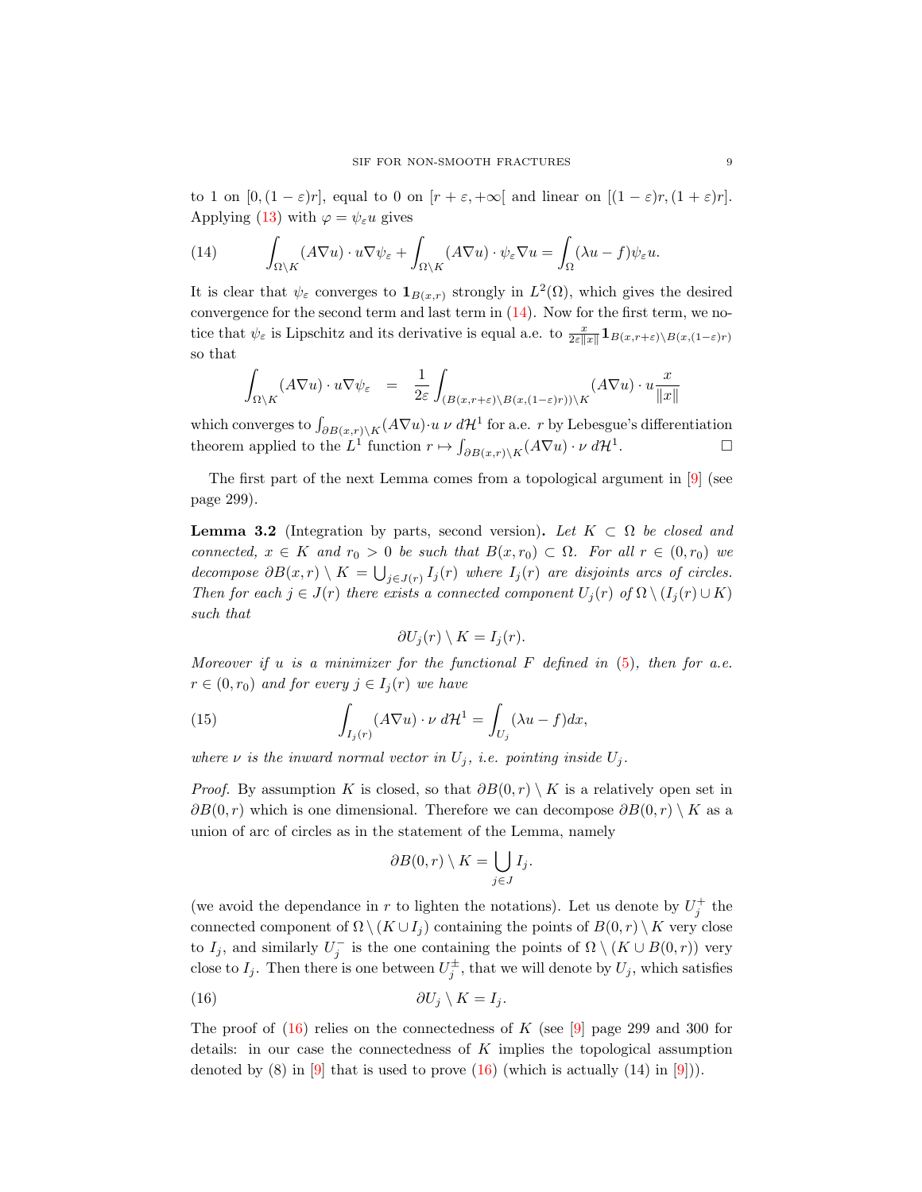to 1 on $[0,(1-\varepsilon)r]$, equal to 0 on $[r+\varepsilon,+\infty[$ and linear on $[(1-\varepsilon)r,(1+\varepsilon)r]$. Applying (13) with $\varphi = \psi_\varepsilon u$ gives

$$\int_{\Omega\setminus K}(A\nabla u)\cdot u\nabla\psi_\varepsilon + \int_{\Omega\setminus K}(A\nabla u)\cdot\psi_\varepsilon\nabla u = \int_\Omega(\lambda u - f)\psi_\varepsilon u. \tag{14}$$

It is clear that $\psi_\varepsilon$ converges to $\mathbf{1}_{B(x,r)}$ strongly in $L^2(\Omega)$, which gives the desired convergence for the second term and last term in (14). Now for the first term, we notice that $\psi_\varepsilon$ is Lipschitz and its derivative is equal a.e. to $\frac{x}{2\varepsilon\|x\|}\mathbf{1}_{B(x,r+\varepsilon)\setminus B(x,(1-\varepsilon)r)}$ so that

$$\int_{\Omega\setminus K}(A\nabla u)\cdot u\nabla\psi_\varepsilon \;=\; \frac{1}{2\varepsilon}\int_{(B(x,r+\varepsilon)\setminus B(x,(1-\varepsilon)r))\setminus K}(A\nabla u)\cdot u\frac{x}{\|x\|}$$

which converges to $\int_{\partial B(x,r)\setminus K}(A\nabla u)\cdot u\;\nu\; d\mathcal{H}^1$ for a.e. $r$ by Lebesgue's differentiation theorem applied to the $L^1$ function $r\mapsto\int_{\partial B(x,r)\setminus K}(A\nabla u)\cdot\nu\; d\mathcal{H}^1$. □

The first part of the next Lemma comes from a topological argument in [9] (see page 299).

**Lemma 3.2** (Integration by parts, second version). *Let $K\subset\Omega$ be closed and connected, $x\in K$ and $r_0>0$ be such that $B(x,r_0)\subset\Omega$. For all $r\in(0,r_0)$ we decompose $\partial B(x,r)\setminus K = \bigcup_{j\in J(r)} I_j(r)$ where $I_j(r)$ are disjoints arcs of circles. Then for each $j\in J(r)$ there exists a connected component $U_j(r)$ of $\Omega\setminus(I_j(r)\cup K)$ such that*

$$\partial U_j(r)\setminus K = I_j(r).$$

*Moreover if $u$ is a minimizer for the functional $F$ defined in (5), then for a.e. $r\in(0,r_0)$ and for every $j\in I_j(r)$ we have*

$$\int_{I_j(r)}(A\nabla u)\cdot\nu\; d\mathcal{H}^1 = \int_{U_j}(\lambda u - f)dx, \tag{15}$$

*where $\nu$ is the inward normal vector in $U_j$, i.e. pointing inside $U_j$.*

*Proof.* By assumption $K$ is closed, so that $\partial B(0,r)\setminus K$ is a relatively open set in $\partial B(0,r)$ which is one dimensional. Therefore we can decompose $\partial B(0,r)\setminus K$ as a union of arc of circles as in the statement of the Lemma, namely

$$\partial B(0,r)\setminus K = \bigcup_{j\in J} I_j.$$

(we avoid the dependance in $r$ to lighten the notations). Let us denote by $U_j^+$ the connected component of $\Omega\setminus(K\cup I_j)$ containing the points of $B(0,r)\setminus K$ very close to $I_j$, and similarly $U_j^-$ is the one containing the points of $\Omega\setminus(K\cup B(0,r))$ very close to $I_j$. Then there is one between $U_j^\pm$, that we will denote by $U_j$, which satisfies

$$\partial U_j\setminus K = I_j. \tag{16}$$

The proof of (16) relies on the connectedness of $K$ (see [9] page 299 and 300 for details: in our case the connectedness of $K$ implies the topological assumption denoted by (8) in [9] that is used to prove (16) (which is actually (14) in [9])).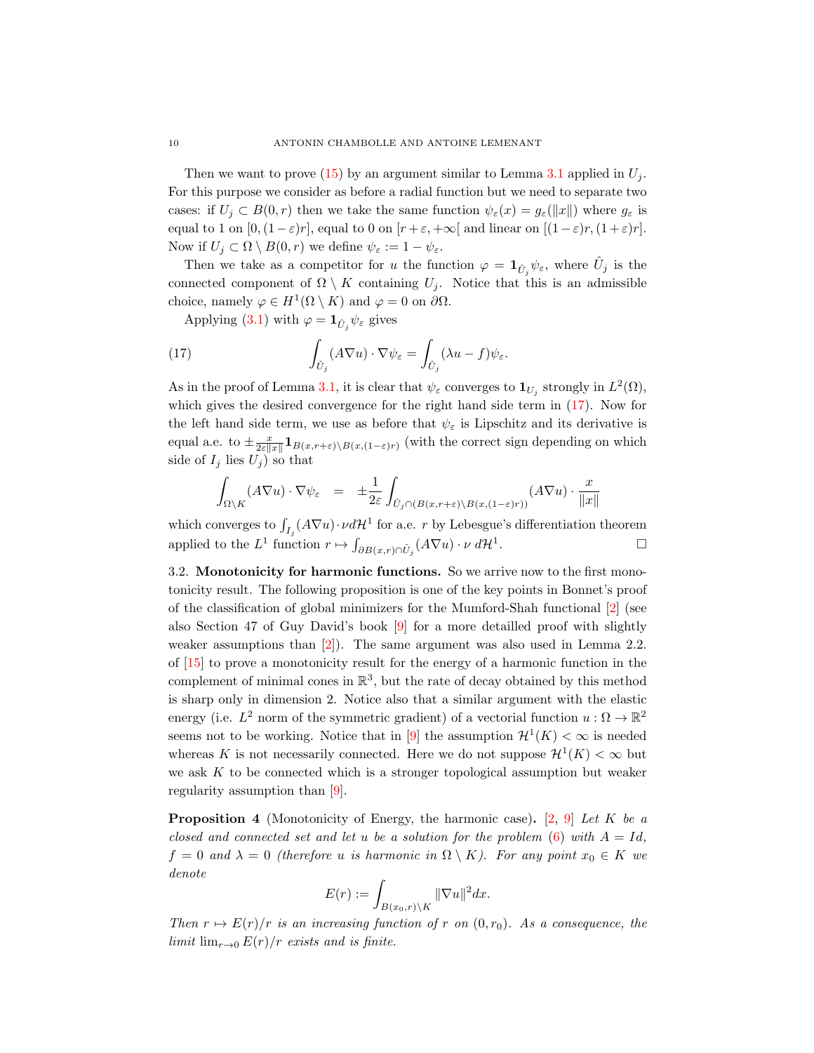Then we want to prove (15) by an argument similar to Lemma 3.1 applied in $U_j$. For this purpose we consider as before a radial function but we need to separate two cases: if $U_j \subset B(0,r)$ then we take the same function $\psi_\varepsilon(x) = g_\varepsilon(\|x\|)$ where $g_\varepsilon$ is equal to 1 on $[0,(1-\varepsilon)r]$, equal to 0 on $[r+\varepsilon, +\infty[$ and linear on $[(1-\varepsilon)r, (1+\varepsilon)r]$. Now if $U_j \subset \Omega \setminus B(0,r)$ we define $\psi_\varepsilon := 1 - \psi_\varepsilon$.

Then we take as a competitor for $u$ the function $\varphi = \mathbf{1}_{\hat{U}_j}\psi_\varepsilon$, where $\hat{U}_j$ is the connected component of $\Omega \setminus K$ containing $U_j$. Notice that this is an admissible choice, namely $\varphi \in H^1(\Omega \setminus K)$ and $\varphi = 0$ on $\partial\Omega$.

Applying (3.1) with $\varphi = \mathbf{1}_{\hat{U}_j}\psi_\varepsilon$ gives

$$\int_{\hat{U}_j} (A\nabla u)\cdot \nabla \psi_\varepsilon = \int_{\hat{U}_j} (\lambda u - f)\psi_\varepsilon. \tag{17}$$

As in the proof of Lemma 3.1, it is clear that $\psi_\varepsilon$ converges to $\mathbf{1}_{U_j}$ strongly in $L^2(\Omega)$, which gives the desired convergence for the right hand side term in (17). Now for the left hand side term, we use as before that $\psi_\varepsilon$ is Lipschitz and its derivative is equal a.e. to $\pm\frac{x}{2\varepsilon\|x\|}\mathbf{1}_{B(x,r+\varepsilon)\setminus B(x,(1-\varepsilon)r)}$ (with the correct sign depending on which side of $I_j$ lies $U_j$) so that

$$\int_{\Omega\setminus K} (A\nabla u)\cdot\nabla\psi_\varepsilon \quad = \quad \pm\frac{1}{2\varepsilon}\int_{\hat{U}_j\cap(B(x,r+\varepsilon)\setminus B(x,(1-\varepsilon)r))} (A\nabla u)\cdot\frac{x}{\|x\|}$$

which converges to $\int_{I_j}(A\nabla u)\cdot\nu d\mathcal{H}^1$ for a.e. $r$ by Lebesgue's differentiation theorem applied to the $L^1$ function $r\mapsto \int_{\partial B(x,r)\cap\hat{U}_j}(A\nabla u)\cdot\nu\, d\mathcal{H}^1$. □

## 3.2. Monotonicity for harmonic functions.

So we arrive now to the first monotonicity result. The following proposition is one of the key points in Bonnet's proof of the classification of global minimizers for the Mumford-Shah functional [2] (see also Section 47 of Guy David's book [9] for a more detailled proof with slightly weaker assumptions than [2]). The same argument was also used in Lemma 2.2. of [15] to prove a monotonicity result for the energy of a harmonic function in the complement of minimal cones in $\mathbb{R}^3$, but the rate of decay obtained by this method is sharp only in dimension 2. Notice also that a similar argument with the elastic energy (i.e. $L^2$ norm of the symmetric gradient) of a vectorial function $u : \Omega \to \mathbb{R}^2$ seems not to be working. Notice that in [9] the assumption $\mathcal{H}^1(K) < \infty$ is needed whereas $K$ is not necessarily connected. Here we do not suppose $\mathcal{H}^1(K) < \infty$ but we ask $K$ to be connected which is a stronger topological assumption but weaker regularity assumption than [9].

**Proposition 4** (Monotonicity of Energy, the harmonic case)**.** [2, 9] *Let $K$ be a closed and connected set and let $u$ be a solution for the problem (6) with $A = Id$, $f = 0$ and $\lambda = 0$ (therefore $u$ is harmonic in $\Omega \setminus K$). For any point $x_0 \in K$ we denote*

$$E(r) := \int_{B(x_0,r)\setminus K} \|\nabla u\|^2 dx.$$

*Then $r \mapsto E(r)/r$ is an increasing function of $r$ on $(0, r_0)$. As a consequence, the limit $\lim_{r\to 0} E(r)/r$ exists and is finite.*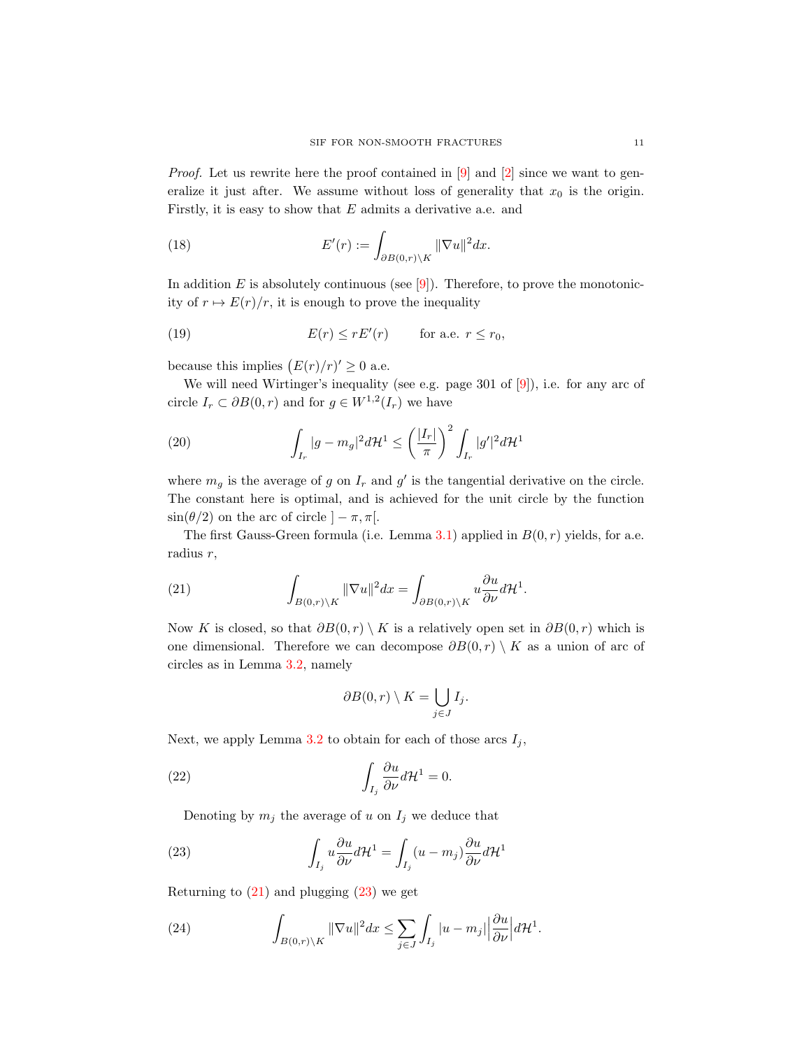*Proof.* Let us rewrite here the proof contained in [9] and [2] since we want to generalize it just after. We assume without loss of generality that $x_0$ is the origin. Firstly, it is easy to show that $E$ admits a derivative a.e. and

$$E'(r) := \int_{\partial B(0,r)\setminus K} \|\nabla u\|^2 dx. \tag{18}$$

In addition $E$ is absolutely continuous (see [9]). Therefore, to prove the monotonicity of $r \mapsto E(r)/r$, it is enough to prove the inequality

$$E(r) \leq rE'(r) \qquad \text{for a.e. } r \leq r_0, \tag{19}$$

because this implies $\big(E(r)/r\big)' \geq 0$ a.e.

We will need Wirtinger's inequality (see e.g. page 301 of [9]), i.e. for any arc of circle $I_r \subset \partial B(0,r)$ and for $g \in W^{1,2}(I_r)$ we have

$$\int_{I_r} |g - m_g|^2 d\mathcal{H}^1 \leq \left(\frac{|I_r|}{\pi}\right)^2 \int_{I_r} |g'|^2 d\mathcal{H}^1 \tag{20}$$

where $m_g$ is the average of $g$ on $I_r$ and $g'$ is the tangential derivative on the circle. The constant here is optimal, and is achieved for the unit circle by the function $\sin(\theta/2)$ on the arc of circle $]-\pi,\pi[$.

The first Gauss-Green formula (i.e. Lemma 3.1) applied in $B(0,r)$ yields, for a.e. radius $r$,

$$\int_{B(0,r)\setminus K} \|\nabla u\|^2 dx = \int_{\partial B(0,r)\setminus K} u\frac{\partial u}{\partial \nu} d\mathcal{H}^1. \tag{21}$$

Now $K$ is closed, so that $\partial B(0,r) \setminus K$ is a relatively open set in $\partial B(0,r)$ which is one dimensional. Therefore we can decompose $\partial B(0,r) \setminus K$ as a union of arc of circles as in Lemma 3.2, namely

$$\partial B(0,r) \setminus K = \bigcup_{j\in J} I_j.$$

Next, we apply Lemma 3.2 to obtain for each of those arcs $I_j$,

$$\int_{I_j} \frac{\partial u}{\partial \nu} d\mathcal{H}^1 = 0. \tag{22}$$

Denoting by $m_j$ the average of $u$ on $I_j$ we deduce that

$$\int_{I_j} u\frac{\partial u}{\partial \nu} d\mathcal{H}^1 = \int_{I_j} (u - m_j)\frac{\partial u}{\partial \nu} d\mathcal{H}^1 \tag{23}$$

Returning to (21) and plugging (23) we get

$$\int_{B(0,r)\setminus K} \|\nabla u\|^2 dx \leq \sum_{j\in J} \int_{I_j} |u - m_j| \Big|\frac{\partial u}{\partial \nu}\Big| d\mathcal{H}^1. \tag{24}$$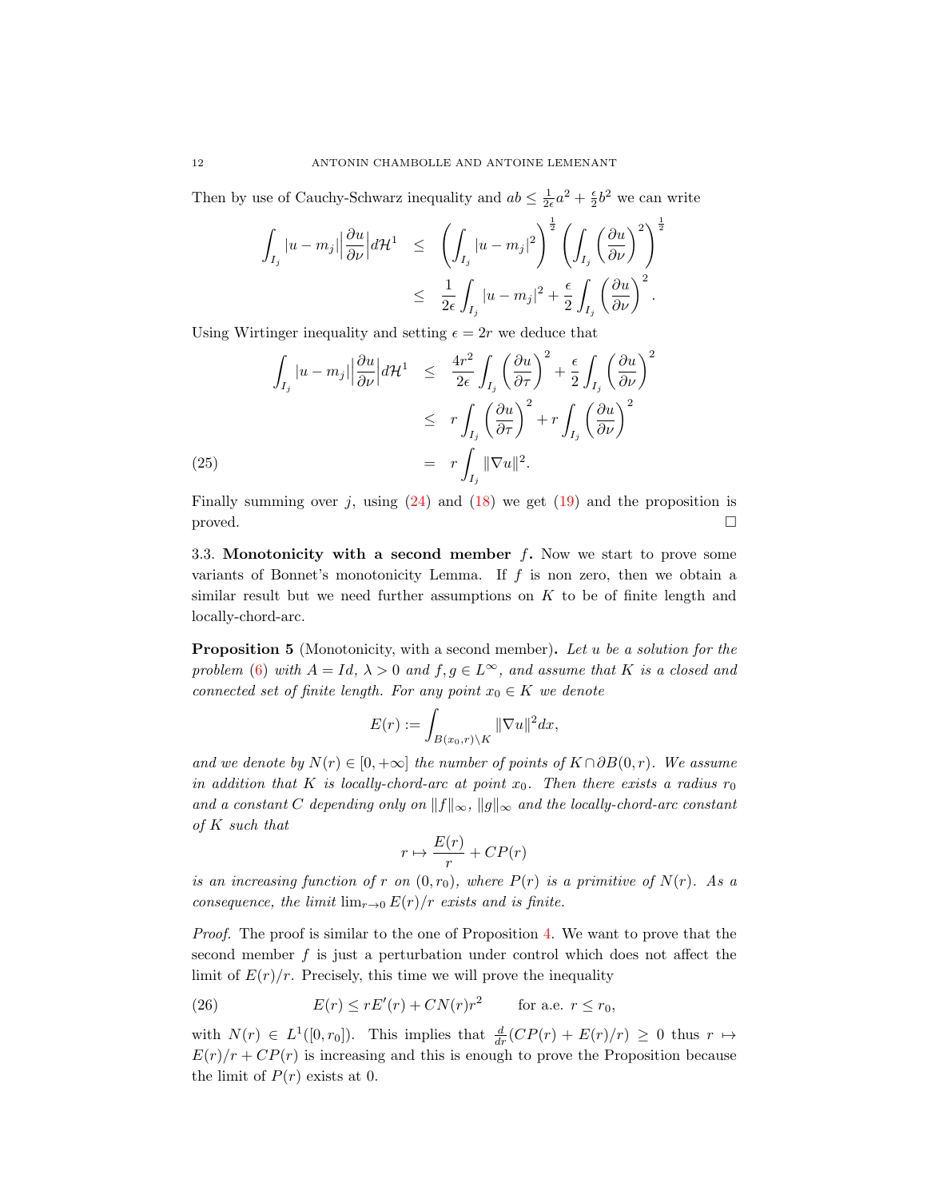Then by use of Cauchy-Schwarz inequality and $ab \leq \frac{1}{2\epsilon}a^2 + \frac{\epsilon}{2}b^2$ we can write

$$
\begin{aligned}
\int_{I_j} |u - m_j|\Big|\frac{\partial u}{\partial \nu}\Big| d\mathcal{H}^1 &\leq \left(\int_{I_j} |u-m_j|^2\right)^{\frac{1}{2}} \left(\int_{I_j} \left(\frac{\partial u}{\partial \nu}\right)^2\right)^{\frac{1}{2}} \\
&\leq \frac{1}{2\epsilon}\int_{I_j} |u-m_j|^2 + \frac{\epsilon}{2}\int_{I_j}\left(\frac{\partial u}{\partial \nu}\right)^2.
\end{aligned}
$$

Using Wirtinger inequality and setting $\epsilon = 2r$ we deduce that

$$
\begin{aligned}
\int_{I_j} |u - m_j|\Big|\frac{\partial u}{\partial \nu}\Big| d\mathcal{H}^1 &\leq \frac{4r^2}{2\epsilon}\int_{I_j}\left(\frac{\partial u}{\partial \tau}\right)^2 + \frac{\epsilon}{2}\int_{I_j}\left(\frac{\partial u}{\partial \nu}\right)^2 \\
&\leq r\int_{I_j}\left(\frac{\partial u}{\partial \tau}\right)^2 + r\int_{I_j}\left(\frac{\partial u}{\partial \nu}\right)^2 \\
&= r\int_{I_j}\|\nabla u\|^2. \qquad (25)
\end{aligned}
$$

Finally summing over $j$, using (24) and (18) we get (19) and the proposition is proved. □

3.3. **Monotonicity with a second member $f$.** Now we start to prove some variants of Bonnet's monotonicity Lemma. If $f$ is non zero, then we obtain a similar result but we need further assumptions on $K$ to be of finite length and locally-chord-arc.

**Proposition 5** (Monotonicity, with a second member)**.** *Let $u$ be a solution for the problem (6) with $A = Id$, $\lambda > 0$ and $f, g \in L^\infty$, and assume that $K$ is a closed and connected set of finite length. For any point $x_0 \in K$ we denote*

$$E(r) := \int_{B(x_0,r)\setminus K} \|\nabla u\|^2 dx,$$

*and we denote by $N(r) \in [0, +\infty]$ the number of points of $K \cap \partial B(0,r)$. We assume in addition that $K$ is locally-chord-arc at point $x_0$. Then there exists a radius $r_0$ and a constant $C$ depending only on $\|f\|_\infty$, $\|g\|_\infty$ and the locally-chord-arc constant of $K$ such that*

$$r \mapsto \frac{E(r)}{r} + CP(r)$$

*is an increasing function of $r$ on $(0, r_0)$, where $P(r)$ is a primitive of $N(r)$. As a consequence, the limit $\lim_{r\to 0} E(r)/r$ exists and is finite.*

*Proof.* The proof is similar to the one of Proposition 4. We want to prove that the second member $f$ is just a perturbation under control which does not affect the limit of $E(r)/r$. Precisely, this time we will prove the inequality

$$E(r) \leq rE'(r) + CN(r)r^2 \qquad \text{for a.e. } r \leq r_0, \qquad (26)$$

with $N(r) \in L^1([0, r_0])$. This implies that $\frac{d}{dr}(CP(r) + E(r)/r) \geq 0$ thus $r \mapsto E(r)/r + CP(r)$ is increasing and this is enough to prove the Proposition because the limit of $P(r)$ exists at 0.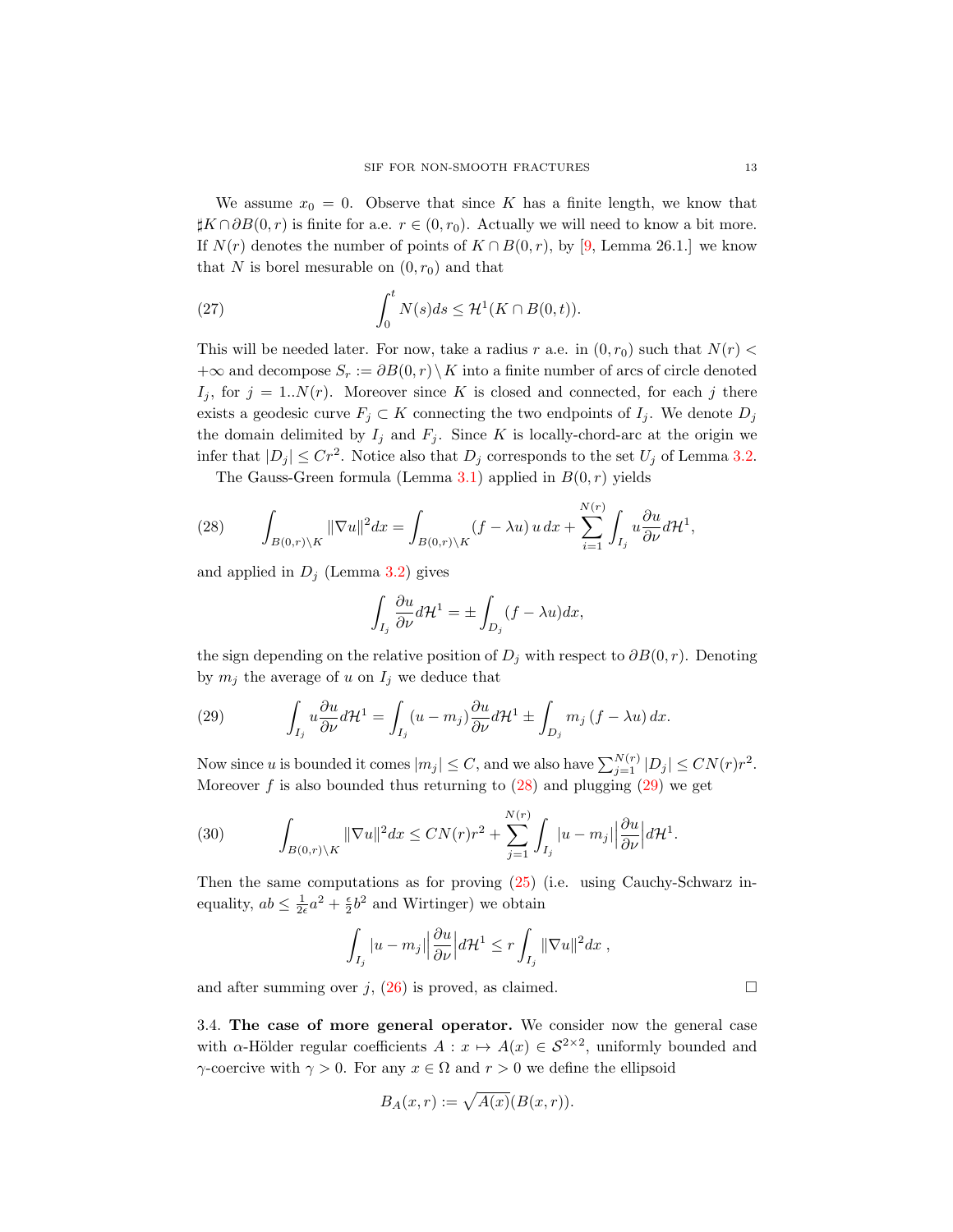We assume $x_0 = 0$. Observe that since $K$ has a finite length, we know that $\sharp K \cap \partial B(0,r)$ is finite for a.e. $r \in (0, r_0)$. Actually we will need to know a bit more. If $N(r)$ denotes the number of points of $K \cap B(0,r)$, by [9, Lemma 26.1.] we know that $N$ is borel mesurable on $(0, r_0)$ and that

$$
\int_0^t N(s)ds \leq \mathcal{H}^1(K \cap B(0,t)). \tag{27}
$$

This will be needed later. For now, take a radius $r$ a.e. in $(0, r_0)$ such that $N(r) < +\infty$ and decompose $S_r := \partial B(0,r) \setminus K$ into a finite number of arcs of circle denoted $I_j$, for $j = 1..N(r)$. Moreover since $K$ is closed and connected, for each $j$ there exists a geodesic curve $F_j \subset K$ connecting the two endpoints of $I_j$. We denote $D_j$ the domain delimited by $I_j$ and $F_j$. Since $K$ is locally-chord-arc at the origin we infer that $|D_j| \leq Cr^2$. Notice also that $D_j$ corresponds to the set $U_j$ of Lemma 3.2.

The Gauss-Green formula (Lemma 3.1) applied in $B(0,r)$ yields

$$
\int_{B(0,r)\setminus K} \|\nabla u\|^2 dx = \int_{B(0,r)\setminus K} (f - \lambda u)\, u\, dx + \sum_{i=1}^{N(r)} \int_{I_j} u \frac{\partial u}{\partial \nu} d\mathcal{H}^1, \tag{28}
$$

and applied in $D_j$ (Lemma 3.2) gives

$$
\int_{I_j} \frac{\partial u}{\partial \nu} d\mathcal{H}^1 = \pm \int_{D_j} (f - \lambda u) dx,
$$

the sign depending on the relative position of $D_j$ with respect to $\partial B(0,r)$. Denoting by $m_j$ the average of $u$ on $I_j$ we deduce that

$$
\int_{I_j} u \frac{\partial u}{\partial \nu} d\mathcal{H}^1 = \int_{I_j} (u - m_j) \frac{\partial u}{\partial \nu} d\mathcal{H}^1 \pm \int_{D_j} m_j\, (f - \lambda u)\, dx. \tag{29}
$$

Now since $u$ is bounded it comes $|m_j| \leq C$, and we also have $\sum_{j=1}^{N(r)} |D_j| \leq CN(r)r^2$. Moreover $f$ is also bounded thus returning to (28) and plugging (29) we get

$$
\int_{B(0,r)\setminus K} \|\nabla u\|^2 dx \leq CN(r)r^2 + \sum_{j=1}^{N(r)} \int_{I_j} |u - m_j| \Big| \frac{\partial u}{\partial \nu} \Big| d\mathcal{H}^1. \tag{30}
$$

Then the same computations as for proving (25) (i.e. using Cauchy-Schwarz inequality, $ab \leq \frac{1}{2\epsilon}a^2 + \frac{\epsilon}{2}b^2$ and Wirtinger) we obtain

$$
\int_{I_j} |u - m_j| \Big| \frac{\partial u}{\partial \nu} \Big| d\mathcal{H}^1 \leq r \int_{I_j} \|\nabla u\|^2 dx\ ,
$$

and after summing over $j$, (26) is proved, as claimed. □

3.4. **The case of more general operator.** We consider now the general case with $\alpha$-Hölder regular coefficients $A : x \mapsto A(x) \in \mathcal{S}^{2\times 2}$, uniformly bounded and $\gamma$-coercive with $\gamma > 0$. For any $x \in \Omega$ and $r > 0$ we define the ellipsoid

$$
B_A(x,r) := \sqrt{A(x)}(B(x,r)).
$$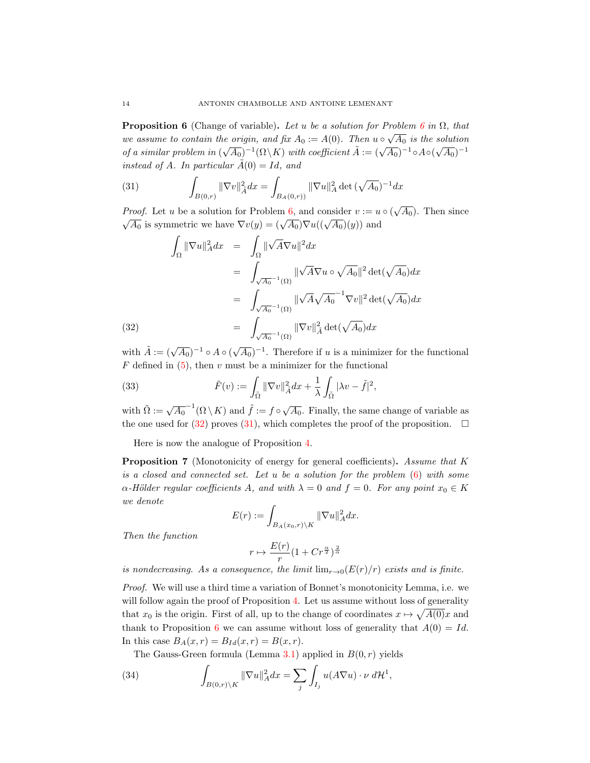**Proposition 6** (Change of variable)**.** *Let $u$ be a solution for Problem 6 in $\Omega$, that we assume to contain the origin, and fix $A_0 := A(0)$. Then $u\circ\sqrt{A_0}$ is the solution of a similar problem in $(\sqrt{A_0})^{-1}(\Omega\setminus K)$ with coefficient $\tilde{A} := (\sqrt{A_0})^{-1}\circ A\circ(\sqrt{A_0})^{-1}$ instead of $A$. In particular $\tilde{A}(0) = Id$, and*

$$\int_{B(0,r)} \|\nabla v\|^2_{\tilde{A}}dx = \int_{B_A(0,r))} \|\nabla u\|^2_{A} \det{(\sqrt{A_0})^{-1}}dx \tag{31}$$

*Proof.* Let $u$ be a solution for Problem 6, and consider $v := u\circ(\sqrt{A_0})$. Then since $\sqrt{A_0}$ is symmetric we have $\nabla v(y) = (\sqrt{A_0})\nabla u((\sqrt{A_0})(y))$ and

$$\begin{aligned}
\int_\Omega \|\nabla u\|^2_A dx &= \int_\Omega \|\sqrt{A}\nabla u\|^2 dx \\
&= \int_{\sqrt{A_0}^{-1}(\Omega)} \|\sqrt{A}\nabla u\circ\sqrt{A_0}\|^2 \det(\sqrt{A_0})dx \\
&= \int_{\sqrt{A_0}^{-1}(\Omega)} \|\sqrt{A}\sqrt{A_0}^{-1}\nabla v\|^2 \det(\sqrt{A_0})dx \\
&= \int_{\sqrt{A_0}^{-1}(\Omega)} \|\nabla v\|^2_{\tilde{A}} \det(\sqrt{A_0})dx
\end{aligned} \tag{32}$$

with $\tilde{A} := (\sqrt{A_0})^{-1}\circ A\circ(\sqrt{A_0})^{-1}$. Therefore if $u$ is a minimizer for the functional $F$ defined in (5), then $v$ must be a minimizer for the functional

$$\tilde{F}(v) := \int_{\tilde{\Omega}} \|\nabla v\|^2_{\tilde{A}}dx + \frac{1}{\lambda}\int_{\tilde{\Omega}} |\lambda v - \tilde{f}|^2, \tag{33}$$

with $\tilde{\Omega} := \sqrt{A_0}^{-1}(\Omega\setminus K)$ and $\tilde{f} := f\circ\sqrt{A_0}$. Finally, the same change of variable as the one used for (32) proves (31), which completes the proof of the proposition. $\square$

Here is now the analogue of Proposition 4.

**Proposition 7** (Monotonicity of energy for general coefficients)**.** *Assume that $K$ is a closed and connected set. Let $u$ be a solution for the problem (6) with some $\alpha$-Hölder regular coefficients $A$, and with $\lambda = 0$ and $f = 0$. For any point $x_0\in K$ we denote*

$$E(r) := \int_{B_A(x_0,r)\setminus K} \|\nabla u\|^2_A dx.$$

*Then the function*

$$r \mapsto \frac{E(r)}{r}(1 + Cr^{\frac{\alpha}{2}})^{\frac{2}{\alpha}}$$

*is nondecreasing. As a consequence, the limit $\lim_{r\to 0}(E(r)/r)$ exists and is finite.*

*Proof.* We will use a third time a variation of Bonnet's monotonicity Lemma, i.e. we will follow again the proof of Proposition 4. Let us assume without loss of generality that $x_0$ is the origin. First of all, up to the change of coordinates $x\mapsto\sqrt{A(0)}x$ and thank to Proposition 6 we can assume without loss of generality that $A(0) = Id$. In this case $B_A(x,r) = B_{Id}(x,r) = B(x,r)$.

The Gauss-Green formula (Lemma 3.1) applied in $B(0,r)$ yields

$$\int_{B(0,r)\setminus K} \|\nabla u\|^2_A dx = \sum_j \int_{I_j} u(A\nabla u)\cdot\nu\, d\mathcal{H}^1, \tag{34}$$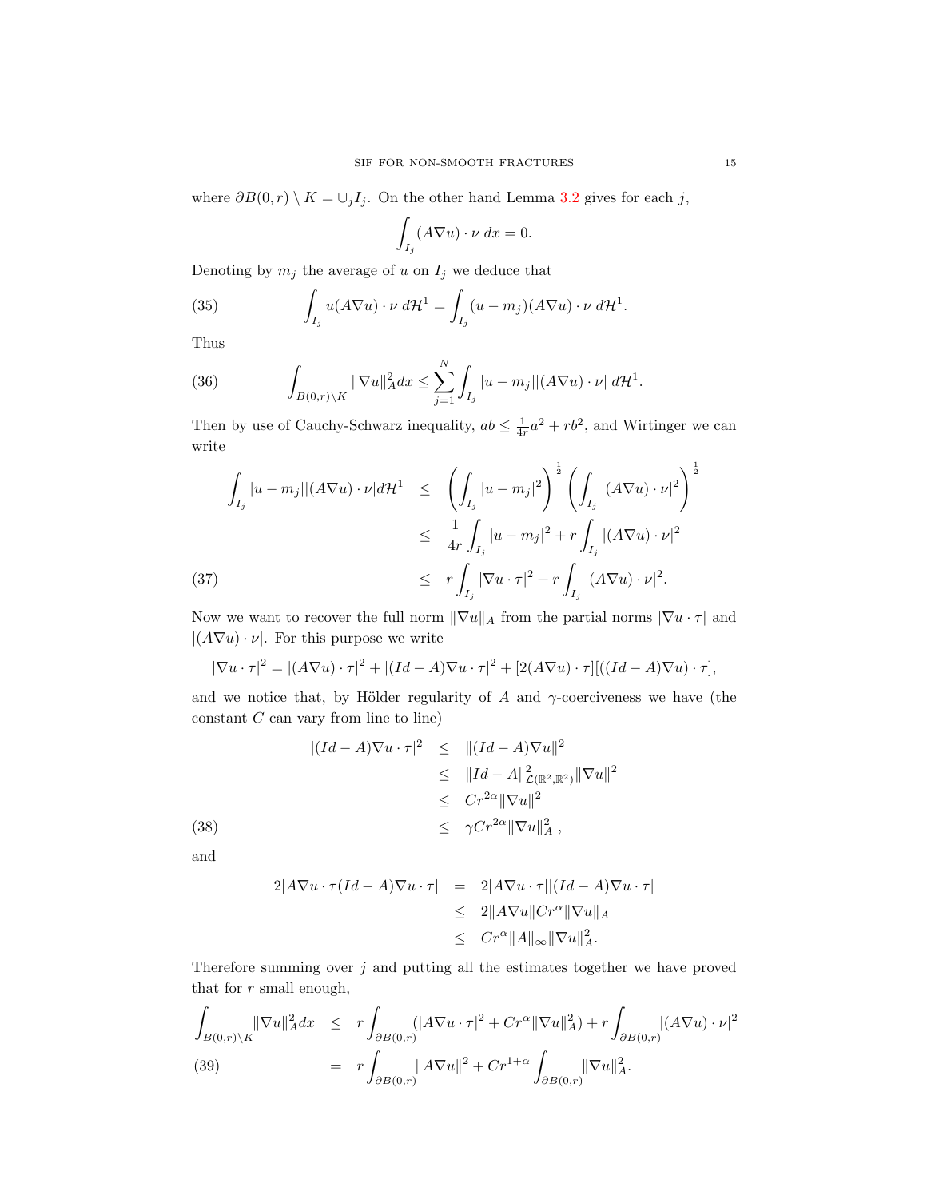where $\partial B(0,r) \setminus K = \cup_j I_j$. On the other hand Lemma 3.2 gives for each $j$,

$$\int_{I_j} (A\nabla u)\cdot \nu \; dx = 0.$$

Denoting by $m_j$ the average of $u$ on $I_j$ we deduce that

$$\int_{I_j} u(A\nabla u)\cdot \nu \; d\mathcal{H}^1 = \int_{I_j} (u-m_j)(A\nabla u)\cdot \nu \; d\mathcal{H}^1. \tag{35}$$

Thus

$$\int_{B(0,r)\setminus K} \|\nabla u\|_A^2 dx \leq \sum_{j=1}^N \int_{I_j} |u-m_j||(A\nabla u)\cdot \nu| \; d\mathcal{H}^1. \tag{36}$$

Then by use of Cauchy-Schwarz inequality, $ab \leq \frac{1}{4r}a^2 + rb^2$, and Wirtinger we can write

$$\begin{aligned}
\int_{I_j} |u-m_j||(A\nabla u)\cdot \nu| d\mathcal{H}^1 &\leq \left(\int_{I_j} |u-m_j|^2\right)^{\frac{1}{2}} \left(\int_{I_j} |(A\nabla u)\cdot \nu|^2\right)^{\frac{1}{2}} \\
&\leq \frac{1}{4r}\int_{I_j} |u-m_j|^2 + r\int_{I_j} |(A\nabla u)\cdot \nu|^2 \\
&\leq r\int_{I_j} |\nabla u\cdot \tau|^2 + r\int_{I_j} |(A\nabla u)\cdot \nu|^2.
\end{aligned} \tag{37}$$

Now we want to recover the full norm $\|\nabla u\|_A$ from the partial norms $|\nabla u \cdot \tau|$ and $|(A\nabla u)\cdot \nu|$. For this purpose we write

$$|\nabla u\cdot \tau|^2 = |(A\nabla u)\cdot \tau|^2 + |(Id-A)\nabla u\cdot \tau|^2 + [2(A\nabla u)\cdot \tau][((Id-A)\nabla u)\cdot \tau],$$

and we notice that, by Hölder regularity of $A$ and $\gamma$-coerciveness we have (the constant $C$ can vary from line to line)

$$\begin{aligned}
|(Id-A)\nabla u\cdot \tau|^2 &\leq \|(Id-A)\nabla u\|^2 \\
&\leq \|Id-A\|^2_{\mathcal{L}(\mathbb{R}^2,\mathbb{R}^2)}\|\nabla u\|^2 \\
&\leq Cr^{2\alpha}\|\nabla u\|^2 \\
&\leq \gamma C r^{2\alpha}\|\nabla u\|_A^2 \; ,
\end{aligned} \tag{38}$$

and

$$\begin{aligned}
2|A\nabla u\cdot \tau(Id-A)\nabla u\cdot \tau| &= 2|A\nabla u\cdot \tau||(Id-A)\nabla u\cdot \tau| \\
&\leq 2\|A\nabla u\|Cr^{\alpha}\|\nabla u\|_A \\
&\leq Cr^{\alpha}\|A\|_\infty\|\nabla u\|_A^2.
\end{aligned}$$

Therefore summing over $j$ and putting all the estimates together we have proved that for $r$ small enough,

$$\begin{aligned}
\int_{B(0,r)\setminus K} \|\nabla u\|_A^2 dx &\leq r\int_{\partial B(0,r)} (|A\nabla u\cdot \tau|^2 + Cr^{\alpha}\|\nabla u\|_A^2) + r\int_{\partial B(0,r)} |(A\nabla u)\cdot \nu|^2 \\
&= r\int_{\partial B(0,r)} \|A\nabla u\|^2 + Cr^{1+\alpha}\int_{\partial B(0,r)} \|\nabla u\|_A^2.
\end{aligned} \tag{39}$$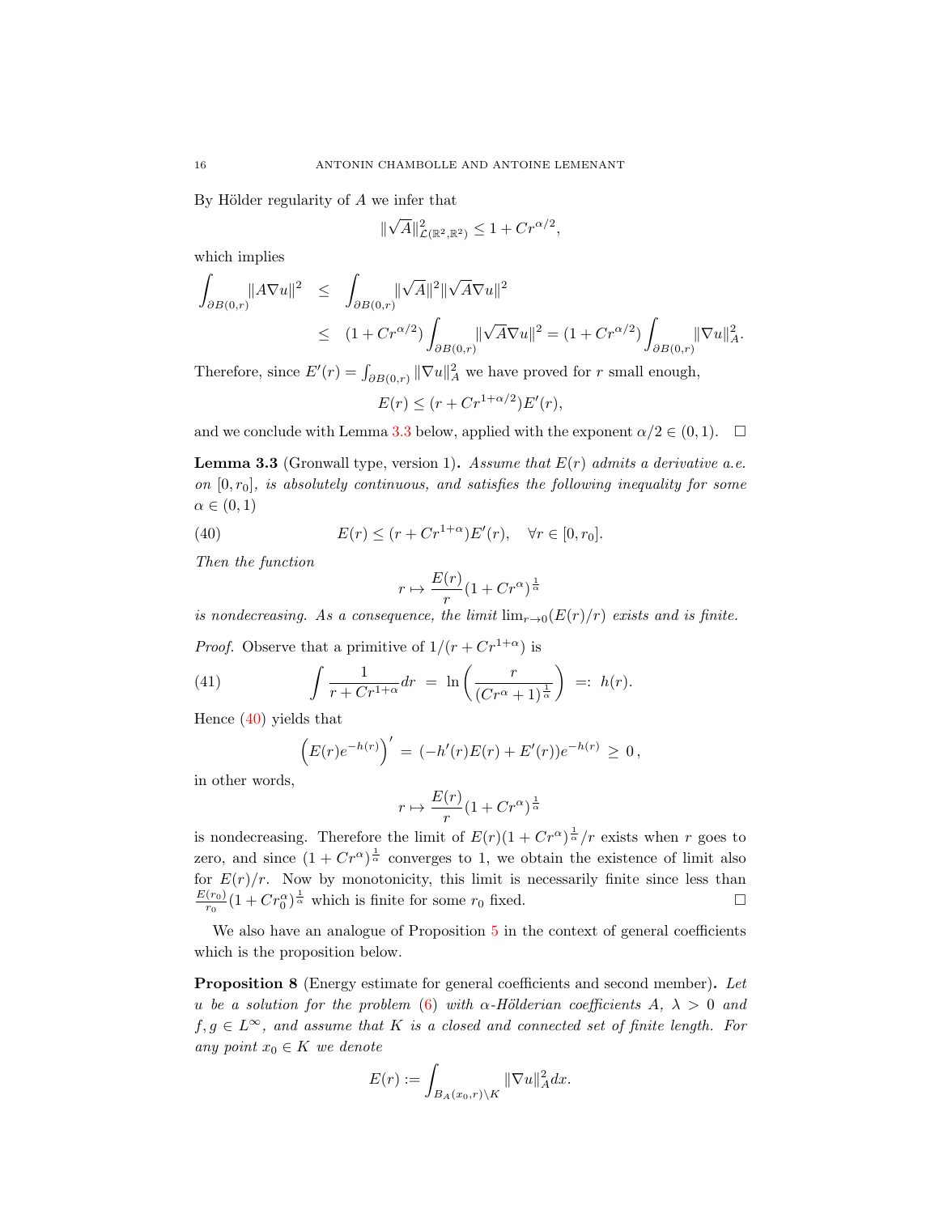By Hölder regularity of $A$ we infer that

$$\|\sqrt{A}\|^2_{\mathcal{L}(\mathbb{R}^2,\mathbb{R}^2)} \leq 1 + Cr^{\alpha/2},$$

which implies

$$\begin{aligned}
\int_{\partial B(0,r)} \|A\nabla u\|^2 &\leq \int_{\partial B(0,r)} \|\sqrt{A}\|^2 \|\sqrt{A}\nabla u\|^2 \\
&\leq (1 + Cr^{\alpha/2}) \int_{\partial B(0,r)} \|\sqrt{A}\nabla u\|^2 = (1 + Cr^{\alpha/2}) \int_{\partial B(0,r)} \|\nabla u\|_A^2.
\end{aligned}$$

Therefore, since $E'(r) = \int_{\partial B(0,r)} \|\nabla u\|_A^2$ we have proved for $r$ small enough,

$$E(r) \leq (r + Cr^{1+\alpha/2})E'(r),$$

and we conclude with Lemma 3.3 below, applied with the exponent $\alpha/2 \in (0,1)$. $\square$

**Lemma 3.3** (Gronwall type, version 1)**.** *Assume that $E(r)$ admits a derivative a.e. on $[0, r_0]$, is absolutely continuous, and satisfies the following inequality for some $\alpha \in (0,1)$*

$$E(r) \leq (r + Cr^{1+\alpha})E'(r), \quad \forall r \in [0, r_0]. \tag{40}$$

*Then the function*

$$r \mapsto \frac{E(r)}{r}(1 + Cr^\alpha)^{\frac{1}{\alpha}}$$

*is nondecreasing. As a consequence, the limit $\lim_{r\to 0}(E(r)/r)$ exists and is finite.*

*Proof.* Observe that a primitive of $1/(r + Cr^{1+\alpha})$ is

$$\int \frac{1}{r + Cr^{1+\alpha}} dr \;=\; \ln\left(\frac{r}{(Cr^\alpha + 1)^{\frac{1}{\alpha}}}\right) \;=:\; h(r). \tag{41}$$

Hence (40) yields that

$$\left(E(r)e^{-h(r)}\right)' \;=\; (-h'(r)E(r) + E'(r))e^{-h(r)} \;\geq\; 0\,,$$

in other words,

$$r \mapsto \frac{E(r)}{r}(1 + Cr^\alpha)^{\frac{1}{\alpha}}$$

is nondecreasing. Therefore the limit of $E(r)(1 + Cr^\alpha)^{\frac{1}{\alpha}}/r$ exists when $r$ goes to zero, and since $(1 + Cr^\alpha)^{\frac{1}{\alpha}}$ converges to 1, we obtain the existence of limit also for $E(r)/r$. Now by monotonicity, this limit is necessarily finite since less than $\frac{E(r_0)}{r_0}(1 + Cr_0^\alpha)^{\frac{1}{\alpha}}$ which is finite for some $r_0$ fixed. $\square$

We also have an analogue of Proposition 5 in the context of general coefficients which is the proposition below.

**Proposition 8** (Energy estimate for general coefficients and second member)**.** *Let $u$ be a solution for the problem (6) with $\alpha$-Hölderian coefficients $A$, $\lambda > 0$ and $f, g \in L^\infty$, and assume that $K$ is a closed and connected set of finite length. For any point $x_0 \in K$ we denote*

$$E(r) := \int_{B_A(x_0,r)\setminus K} \|\nabla u\|_A^2 dx.$$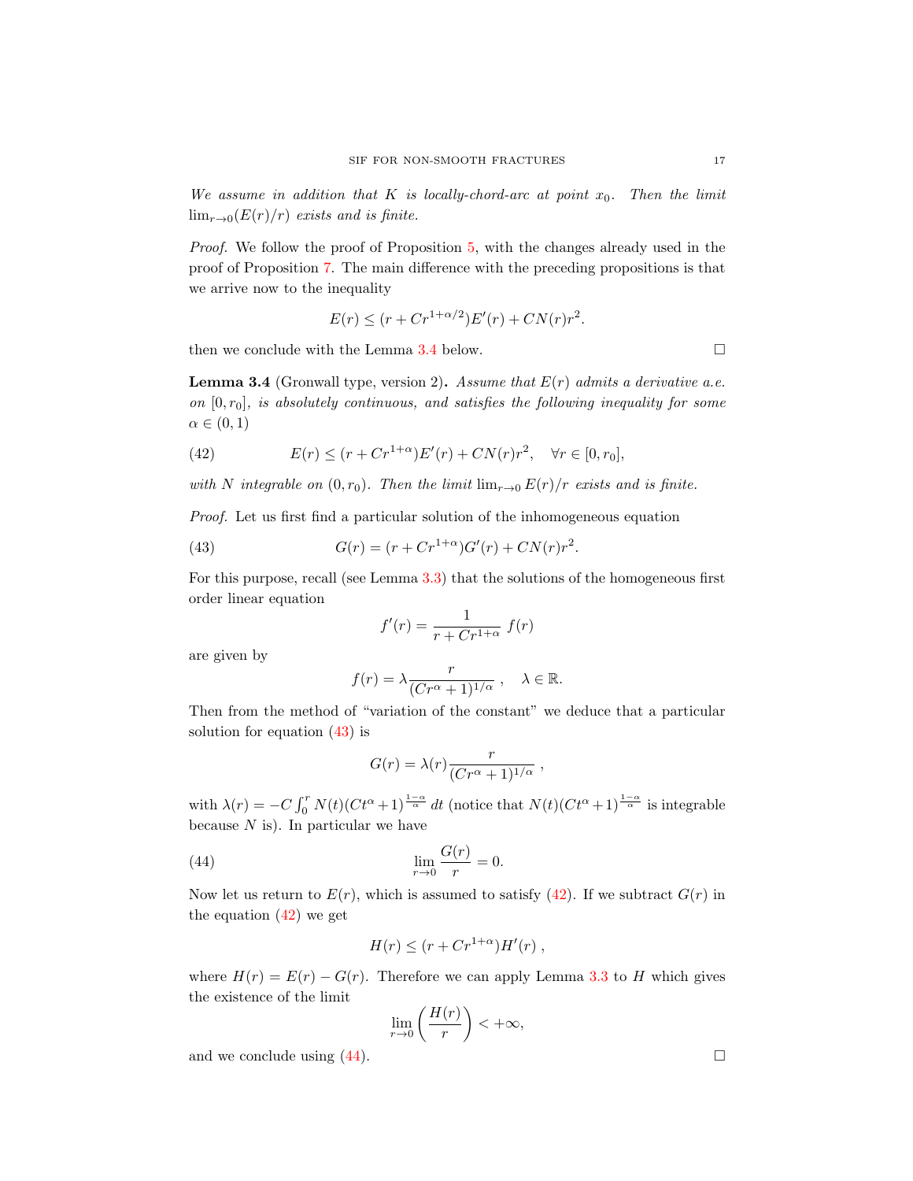*We assume in addition that $K$ is locally-chord-arc at point $x_0$. Then the limit $\lim_{r\to 0}(E(r)/r)$ exists and is finite.*

*Proof.* We follow the proof of Proposition 5, with the changes already used in the proof of Proposition 7. The main difference with the preceding propositions is that we arrive now to the inequality

$$E(r) \le (r + Cr^{1+\alpha/2})E'(r) + CN(r)r^2.$$

then we conclude with the Lemma 3.4 below. □

**Lemma 3.4** (Gronwall type, version 2)**.** *Assume that $E(r)$ admits a derivative a.e. on $[0, r_0]$, is absolutely continuous, and satisfies the following inequality for some $\alpha \in (0, 1)$*

$$E(r) \le (r + Cr^{1+\alpha})E'(r) + CN(r)r^2, \quad \forall r \in [0, r_0], \tag{42}$$

*with $N$ integrable on $(0, r_0)$. Then the limit $\lim_{r\to 0} E(r)/r$ exists and is finite.*

*Proof.* Let us first find a particular solution of the inhomogeneous equation

$$G(r) = (r + Cr^{1+\alpha})G'(r) + CN(r)r^2. \tag{43}$$

For this purpose, recall (see Lemma 3.3) that the solutions of the homogeneous first order linear equation

$$f'(r) = \frac{1}{r + Cr^{1+\alpha}}\, f(r)$$

are given by

$$f(r) = \lambda \frac{r}{(Cr^\alpha + 1)^{1/\alpha}}\ , \quad \lambda \in \mathbb{R}.$$

Then from the method of "variation of the constant" we deduce that a particular solution for equation (43) is

$$G(r) = \lambda(r)\frac{r}{(Cr^\alpha + 1)^{1/\alpha}}\ ,$$

with $\lambda(r) = -C\int_0^r N(t)(Ct^\alpha + 1)^{\frac{1-\alpha}{\alpha}}\, dt$ (notice that $N(t)(Ct^\alpha + 1)^{\frac{1-\alpha}{\alpha}}$ is integrable because $N$ is). In particular we have

$$\lim_{r\to 0} \frac{G(r)}{r} = 0. \tag{44}$$

Now let us return to $E(r)$, which is assumed to satisfy (42). If we subtract $G(r)$ in the equation (42) we get

$$H(r) \le (r + Cr^{1+\alpha})H'(r)\ ,$$

where $H(r) = E(r) - G(r)$. Therefore we can apply Lemma 3.3 to $H$ which gives the existence of the limit

$$\lim_{r\to 0}\left(\frac{H(r)}{r}\right) < +\infty,$$

and we conclude using (44). □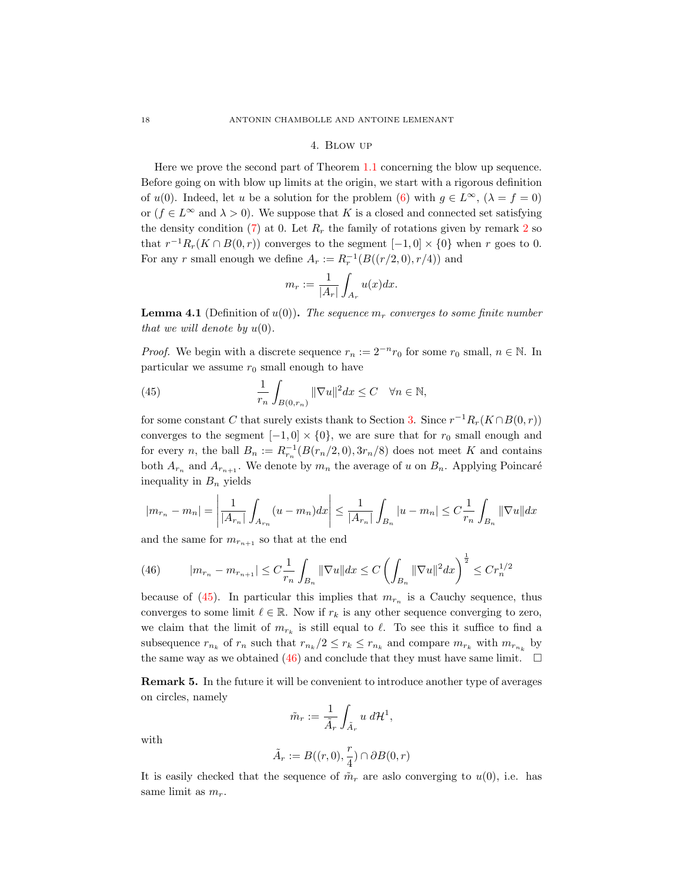## 4. Blow up

Here we prove the second part of Theorem 1.1 concerning the blow up sequence. Before going on with blow up limits at the origin, we start with a rigorous definition of $u(0)$. Indeed, let $u$ be a solution for the problem (6) with $g \in L^\infty$, $(\lambda = f = 0)$ or $(f \in L^\infty$ and $\lambda > 0)$. We suppose that $K$ is a closed and connected set satisfying the density condition (7) at 0. Let $R_r$ the family of rotations given by remark 2 so that $r^{-1}R_r(K \cap B(0,r))$ converges to the segment $[-1,0] \times \{0\}$ when $r$ goes to 0. For any $r$ small enough we define $A_r := R_r^{-1}(B((r/2,0),r/4))$ and

$$m_r := \frac{1}{|A_r|}\int_{A_r} u(x)dx.$$

**Lemma 4.1** (Definition of $u(0)$)**.** *The sequence $m_r$ converges to some finite number that we will denote by $u(0)$.*

*Proof.* We begin with a discrete sequence $r_n := 2^{-n}r_0$ for some $r_0$ small, $n \in \mathbb{N}$. In particular we assume $r_0$ small enough to have

$$\frac{1}{r_n}\int_{B(0,r_n)} \|\nabla u\|^2 dx \leq C \quad \forall n \in \mathbb{N}, \tag{45}$$

for some constant $C$ that surely exists thank to Section 3. Since $r^{-1}R_r(K\cap B(0,r))$ converges to the segment $[-1,0] \times \{0\}$, we are sure that for $r_0$ small enough and for every $n$, the ball $B_n := R_{r_n}^{-1}(B(r_n/2,0),3r_n/8)$ does not meet $K$ and contains both $A_{r_n}$ and $A_{r_{n+1}}$. We denote by $m_n$ the average of $u$ on $B_n$. Applying Poincaré inequality in $B_n$ yields

$$|m_{r_n} - m_n| = \left|\frac{1}{|A_{r_n}|}\int_{A_{r_n}}(u-m_n)dx\right| \leq \frac{1}{|A_{r_n}|}\int_{B_n}|u-m_n| \leq C\frac{1}{r_n}\int_{B_n}\|\nabla u\|dx$$

and the same for $m_{r_{n+1}}$ so that at the end

$$|m_{r_n} - m_{r_{n+1}}| \leq C\frac{1}{r_n}\int_{B_n}\|\nabla u\|dx \leq C\left(\int_{B_n}\|\nabla u\|^2 dx\right)^{\frac{1}{2}} \leq Cr_n^{1/2} \tag{46}$$

because of (45). In particular this implies that $m_{r_n}$ is a Cauchy sequence, thus converges to some limit $\ell \in \mathbb{R}$. Now if $r_k$ is any other sequence converging to zero, we claim that the limit of $m_{r_k}$ is still equal to $\ell$. To see this it suffice to find a subsequence $r_{n_k}$ of $r_n$ such that $r_{n_k}/2 \leq r_k \leq r_{n_k}$ and compare $m_{r_k}$ with $m_{r_{n_k}}$ by the same way as we obtained (46) and conclude that they must have same limit. $\square$

**Remark 5.** In the future it will be convenient to introduce another type of averages on circles, namely

$$\tilde{m}_r := \frac{1}{\tilde{A}_r}\int_{\tilde{A}_r} u \; d\mathcal{H}^1,$$

with

$$\tilde{A}_r := B((r,0),\frac{r}{4}) \cap \partial B(0,r)$$

It is easily checked that the sequence of $\tilde{m}_r$ are aslo converging to $u(0)$, i.e. has same limit as $m_r$.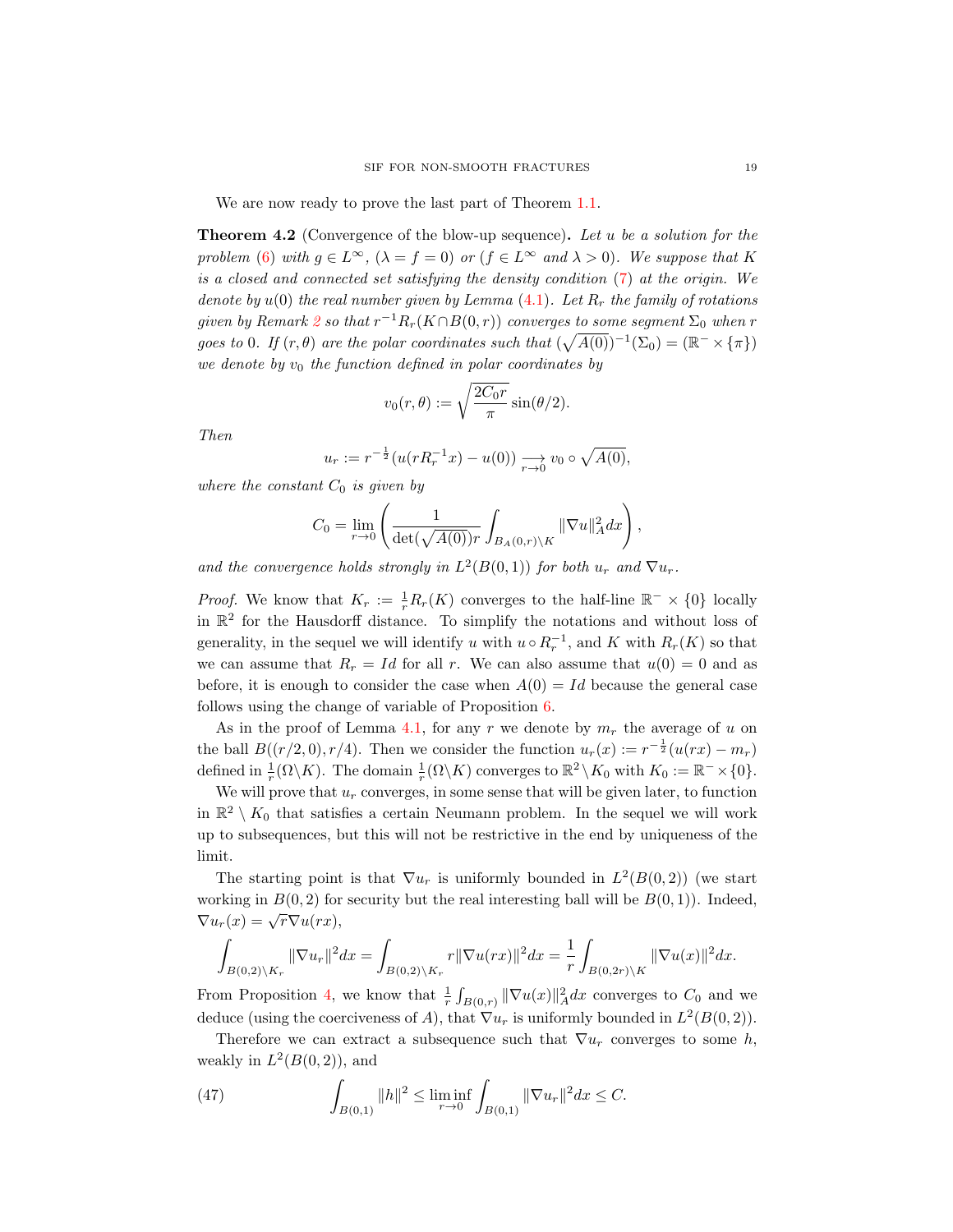We are now ready to prove the last part of Theorem 1.1.

**Theorem 4.2** (Convergence of the blow-up sequence)**.** *Let $u$ be a solution for the problem (6) with $g \in L^\infty$, $(\lambda = f = 0)$ or $(f \in L^\infty$ and $\lambda > 0)$. We suppose that $K$ is a closed and connected set satisfying the density condition (7) at the origin. We denote by $u(0)$ the real number given by Lemma (4.1). Let $R_r$ the family of rotations given by Remark 2 so that $r^{-1}R_r(K \cap B(0,r))$ converges to some segment $\Sigma_0$ when $r$ goes to 0. If $(r,\theta)$ are the polar coordinates such that $(\sqrt{A(0)})^{-1}(\Sigma_0) = (\mathbb{R}^- \times \{\pi\})$ we denote by $v_0$ the function defined in polar coordinates by*

$$v_0(r,\theta) := \sqrt{\frac{2C_0 r}{\pi}}\sin(\theta/2).$$

*Then*

$$u_r := r^{-\frac{1}{2}}(u(rR_r^{-1}x) - u(0)) \underset{r\to 0}{\longrightarrow} v_0 \circ \sqrt{A(0)},$$

*where the constant $C_0$ is given by*

$$C_0 = \lim_{r\to 0}\left(\frac{1}{\det(\sqrt{A(0)})r}\int_{B_A(0,r)\setminus K}\|\nabla u\|_A^2 dx\right),$$

*and the convergence holds strongly in $L^2(B(0,1))$ for both $u_r$ and $\nabla u_r$.*

*Proof.* We know that $K_r := \frac{1}{r}R_r(K)$ converges to the half-line $\mathbb{R}^- \times \{0\}$ locally in $\mathbb{R}^2$ for the Hausdorff distance. To simplify the notations and without loss of generality, in the sequel we will identify $u$ with $u \circ R_r^{-1}$, and $K$ with $R_r(K)$ so that we can assume that $R_r = Id$ for all $r$. We can also assume that $u(0) = 0$ and as before, it is enough to consider the case when $A(0) = Id$ because the general case follows using the change of variable of Proposition 6.

As in the proof of Lemma 4.1, for any $r$ we denote by $m_r$ the average of $u$ on the ball $B((r/2,0),r/4)$. Then we consider the function $u_r(x) := r^{-\frac{1}{2}}(u(rx) - m_r)$ defined in $\frac{1}{r}(\Omega \backslash K)$. The domain $\frac{1}{r}(\Omega\backslash K)$ converges to $\mathbb{R}^2 \backslash K_0$ with $K_0 := \mathbb{R}^- \times \{0\}$.

We will prove that $u_r$ converges, in some sense that will be given later, to function in $\mathbb{R}^2 \setminus K_0$ that satisfies a certain Neumann problem. In the sequel we will work up to subsequences, but this will not be restrictive in the end by uniqueness of the limit.

The starting point is that $\nabla u_r$ is uniformly bounded in $L^2(B(0,2))$ (we start working in $B(0,2)$ for security but the real interesting ball will be $B(0,1)$). Indeed, $\nabla u_r(x) = \sqrt{r}\nabla u(rx)$,

$$\int_{B(0,2)\setminus K_r}\|\nabla u_r\|^2 dx = \int_{B(0,2)\setminus K_r} r\|\nabla u(rx)\|^2 dx = \frac{1}{r}\int_{B(0,2r)\setminus K}\|\nabla u(x)\|^2 dx.$$

From Proposition 4, we know that $\frac{1}{r}\int_{B(0,r)}\|\nabla u(x)\|_A^2 dx$ converges to $C_0$ and we deduce (using the coerciveness of $A$), that $\nabla u_r$ is uniformly bounded in $L^2(B(0,2))$.

Therefore we can extract a subsequence such that $\nabla u_r$ converges to some $h$, weakly in $L^2(B(0,2))$, and

$$\int_{B(0,1)}\|h\|^2 \leq \liminf_{r\to 0}\int_{B(0,1)}\|\nabla u_r\|^2 dx \leq C. \tag{47}$$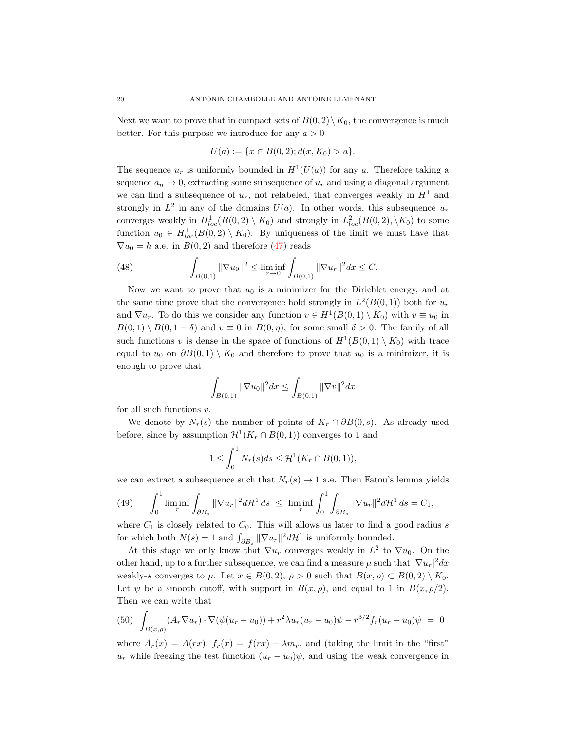Next we want to prove that in compact sets of $B(0,2)\setminus K_0$, the convergence is much better. For this purpose we introduce for any $a>0$

$$U(a) := \{x \in B(0,2); d(x,K_0) > a\}.$$

The sequence $u_r$ is uniformly bounded in $H^1(U(a))$ for any $a$. Therefore taking a sequence $a_n \to 0$, extracting some subsequence of $u_r$ and using a diagonal argument we can find a subsequence of $u_r$, not relabeled, that converges weakly in $H^1$ and strongly in $L^2$ in any of the domains $U(a)$. In other words, this subsequence $u_r$ converges weakly in $H^1_{loc}(B(0,2)\setminus K_0)$ and strongly in $L^2_{loc}(B(0,2),\setminus K_0)$ to some function $u_0 \in H^1_{loc}(B(0,2)\setminus K_0)$. By uniqueness of the limit we must have that $\nabla u_0 = h$ a.e. in $B(0,2)$ and therefore (47) reads

$$\int_{B(0,1)} \|\nabla u_0\|^2 \leq \liminf_{r\to 0} \int_{B(0,1)} \|\nabla u_r\|^2 dx \leq C. \tag{48}$$

Now we want to prove that $u_0$ is a minimizer for the Dirichlet energy, and at the same time prove that the convergence hold strongly in $L^2(B(0,1))$ both for $u_r$ and $\nabla u_r$. To do this we consider any function $v \in H^1(B(0,1)\setminus K_0)$ with $v \equiv u_0$ in $B(0,1)\setminus B(0,1-\delta)$ and $v \equiv 0$ in $B(0,\eta)$, for some small $\delta > 0$. The family of all such functions $v$ is dense in the space of functions of $H^1(B(0,1)\setminus K_0)$ with trace equal to $u_0$ on $\partial B(0,1)\setminus K_0$ and therefore to prove that $u_0$ is a minimizer, it is enough to prove that

$$\int_{B(0,1)} \|\nabla u_0\|^2 dx \leq \int_{B(0,1)} \|\nabla v\|^2 dx$$

for all such functions $v$.

We denote by $N_r(s)$ the number of points of $K_r \cap \partial B(0,s)$. As already used before, since by assumption $\mathcal{H}^1(K_r \cap B(0,1))$ converges to 1 and

$$1 \leq \int_0^1 N_r(s) ds \leq \mathcal{H}^1(K_r \cap B(0,1)),$$

we can extract a subsequence such that $N_r(s) \to 1$ a.e. Then Fatou's lemma yields

$$\int_0^1 \liminf_r \int_{\partial B_s} \|\nabla u_r\|^2 d\mathcal{H}^1\, ds \;\leq\; \liminf_r \int_0^1 \int_{\partial B_s} \|\nabla u_r\|^2 d\mathcal{H}^1\, ds = C_1, \tag{49}$$

where $C_1$ is closely related to $C_0$. This will allows us later to find a good radius $s$ for which both $N(s) = 1$ and $\int_{\partial B_s} \|\nabla u_r\|^2 d\mathcal{H}^1$ is uniformly bounded.

At this stage we only know that $\nabla u_r$ converges weakly in $L^2$ to $\nabla u_0$. On the other hand, up to a further subsequence, we can find a measure $\mu$ such that $|\nabla u_r|^2 dx$ weakly-$\star$ converges to $\mu$. Let $x \in B(0,2)$, $\rho > 0$ such that $\overline{B(x,\rho)} \subset B(0,2)\setminus K_0$. Let $\psi$ be a smooth cutoff, with support in $B(x,\rho)$, and equal to 1 in $B(x,\rho/2)$. Then we can write that

$$\int_{B(x,\rho)} (A_r \nabla u_r)\cdot \nabla(\psi(u_r - u_0)) + r^2 \lambda u_r (u_r - u_0)\psi - r^{3/2} f_r (u_r - u_0)\psi \;=\; 0 \tag{50}$$

where $A_r(x) = A(rx)$, $f_r(x) = f(rx) - \lambda m_r$, and (taking the limit in the "first" $u_r$ while freezing the test function $(u_r - u_0)\psi$, and using the weak convergence in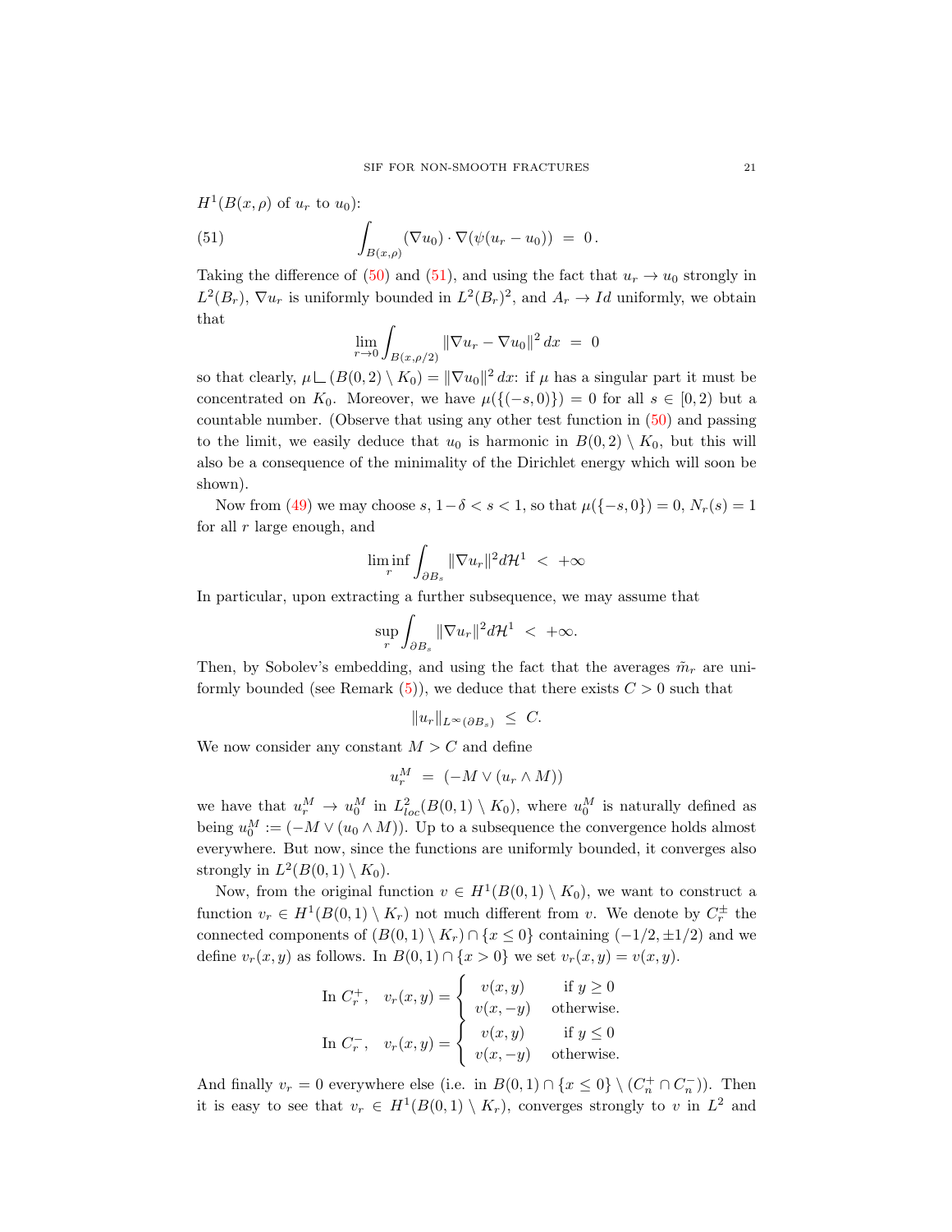$H^1(B(x,\rho)$ of $u_r$ to $u_0$):

$$\int_{B(x,\rho)} (\nabla u_0)\cdot\nabla(\psi(u_r-u_0)) \;=\; 0\,. \tag{51}$$

Taking the difference of (50) and (51), and using the fact that $u_r \to u_0$ strongly in $L^2(B_r)$, $\nabla u_r$ is uniformly bounded in $L^2(B_r)^2$, and $A_r \to Id$ uniformly, we obtain that

$$\lim_{r\to 0}\int_{B(x,\rho/2)} \|\nabla u_r - \nabla u_0\|^2\,dx \;=\; 0$$

so that clearly, $\mu\llcorner(B(0,2)\setminus K_0) = \|\nabla u_0\|^2\,dx$: if $\mu$ has a singular part it must be concentrated on $K_0$. Moreover, we have $\mu(\{(-s,0)\}) = 0$ for all $s\in[0,2)$ but a countable number. (Observe that using any other test function in (50) and passing to the limit, we easily deduce that $u_0$ is harmonic in $B(0,2)\setminus K_0$, but this will also be a consequence of the minimality of the Dirichlet energy which will soon be shown).

Now from (49) we may choose $s$, $1-\delta<s<1$, so that $\mu(\{-s,0\}) = 0$, $N_r(s)=1$ for all $r$ large enough, and

$$\liminf_r \int_{\partial B_s}\|\nabla u_r\|^2 d\mathcal{H}^1 \;<\; +\infty$$

In particular, upon extracting a further subsequence, we may assume that

$$\sup_r \int_{\partial B_s}\|\nabla u_r\|^2 d\mathcal{H}^1 \;<\; +\infty.$$

Then, by Sobolev's embedding, and using the fact that the averages $\tilde m_r$ are uniformly bounded (see Remark (5)), we deduce that there exists $C>0$ such that

$$\|u_r\|_{L^\infty(\partial B_s)} \;\le\; C.$$

We now consider any constant $M>C$ and define

$$u_r^M \;=\; (-M\vee(u_r\wedge M))$$

we have that $u_r^M \to u_0^M$ in $L^2_{loc}(B(0,1)\setminus K_0)$, where $u_0^M$ is naturally defined as being $u_0^M := (-M\vee(u_0\wedge M))$. Up to a subsequence the convergence holds almost everywhere. But now, since the functions are uniformly bounded, it converges also strongly in $L^2(B(0,1)\setminus K_0)$.

Now, from the original function $v\in H^1(B(0,1)\setminus K_0)$, we want to construct a function $v_r\in H^1(B(0,1)\setminus K_r)$ not much different from $v$. We denote by $C_r^{\pm}$ the connected components of $(B(0,1)\setminus K_r)\cap\{x\le 0\}$ containing $(-1/2,\pm 1/2)$ and we define $v_r(x,y)$ as follows. In $B(0,1)\cap\{x>0\}$ we set $v_r(x,y)=v(x,y)$.

$$\text{In } C_r^+,\quad v_r(x,y) = \begin{cases} v(x,y) & \text{if } y\ge 0\\ v(x,-y) & \text{otherwise.}\end{cases}$$

$$\text{In } C_r^-,\quad v_r(x,y) = \begin{cases} v(x,y) & \text{if } y\le 0\\ v(x,-y) & \text{otherwise.}\end{cases}$$

And finally $v_r=0$ everywhere else (i.e. in $B(0,1)\cap\{x\le 0\}\setminus(C_n^+\cap C_n^-)$). Then it is easy to see that $v_r\in H^1(B(0,1)\setminus K_r)$, converges strongly to $v$ in $L^2$ and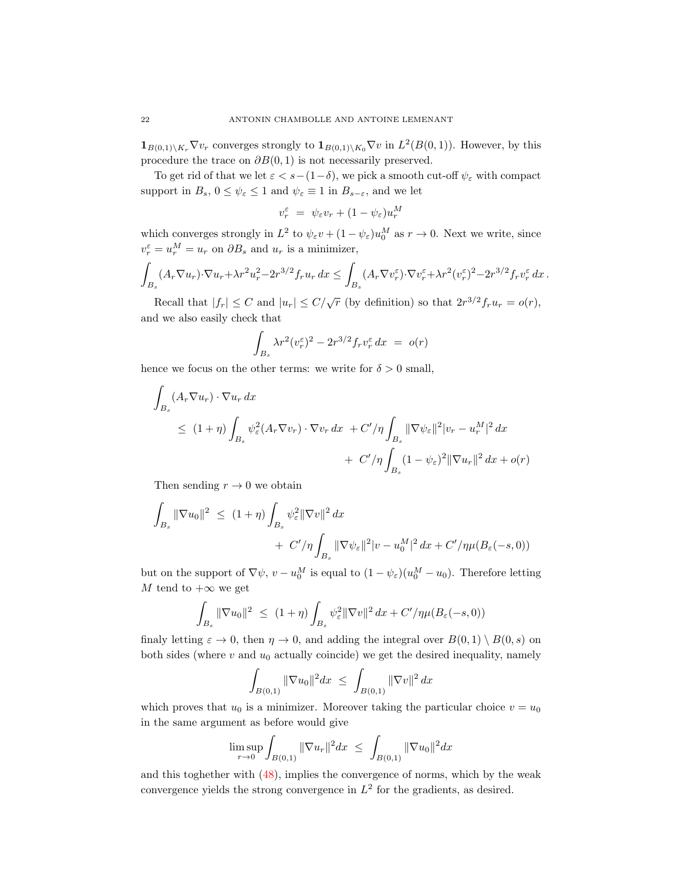$\mathbf{1}_{B(0,1)\setminus K_r}\nabla v_r$ converges strongly to $\mathbf{1}_{B(0,1)\setminus K_0}\nabla v$ in $L^2(B(0,1))$. However, by this procedure the trace on $\partial B(0,1)$ is not necessarily preserved.

To get rid of that we let $\varepsilon < s-(1-\delta)$, we pick a smooth cut-off $\psi_\varepsilon$ with compact support in $B_s$, $0\leq \psi_\varepsilon \leq 1$ and $\psi_\varepsilon \equiv 1$ in $B_{s-\varepsilon}$, and we let

$$v_r^\varepsilon \;=\; \psi_\varepsilon v_r + (1-\psi_\varepsilon)u_r^M$$

which converges strongly in $L^2$ to $\psi_\varepsilon v + (1-\psi_\varepsilon)u_0^M$ as $r\to 0$. Next we write, since $v_r^\varepsilon = u_r^M = u_r$ on $\partial B_s$ and $u_r$ is a minimizer,

$$\int_{B_s} (A_r\nabla u_r)\cdot\nabla u_r + \lambda r^2 u_r^2 - 2r^{3/2} f_r u_r\, dx \leq \int_{B_s} (A_r\nabla v_r^\varepsilon)\cdot\nabla v_r^\varepsilon + \lambda r^2 (v_r^\varepsilon)^2 - 2r^{3/2} f_r v_r^\varepsilon\, dx\,.$$

Recall that $|f_r|\leq C$ and $|u_r|\leq C/\sqrt{r}$ (by definition) so that $2r^{3/2}f_r u_r = o(r)$, and we also easily check that

$$\int_{B_s} \lambda r^2 (v_r^\varepsilon)^2 - 2r^{3/2} f_r v_r^\varepsilon\, dx \;=\; o(r)$$

hence we focus on the other terms: we write for $\delta>0$ small,

$$\begin{aligned}\int_{B_s} (A_r\nabla u_r)\cdot\nabla u_r\, dx &\\ \leq\; (1+\eta)\int_{B_s}\psi_\varepsilon^2 (A_r\nabla v_r)\cdot\nabla v_r\, dx &\;+ C'/\eta\int_{B_s}\|\nabla\psi_\varepsilon\|^2 |v_r - u_r^M|^2\, dx\\ &+\; C'/\eta\int_{B_s}(1-\psi_\varepsilon)^2\|\nabla u_r\|^2\, dx + o(r)\end{aligned}$$

Then sending $r\to 0$ we obtain

$$\begin{aligned}\int_{B_s}\|\nabla u_0\|^2 \;&\leq\; (1+\eta)\int_{B_s}\psi_\varepsilon^2\|\nabla v\|^2\, dx\\ &+\; C'/\eta\int_{B_s}\|\nabla\psi_\varepsilon\|^2|v-u_0^M|^2\, dx + C'/\eta\mu(B_\varepsilon(-s,0))\end{aligned}$$

but on the support of $\nabla\psi$, $v-u_0^M$ is equal to $(1-\psi_\varepsilon)(u_0^M-u_0)$. Therefore letting $M$ tend to $+\infty$ we get

$$\int_{B_s}\|\nabla u_0\|^2 \;\leq\; (1+\eta)\int_{B_s}\psi_\varepsilon^2\|\nabla v\|^2\, dx + C'/\eta\mu(B_\varepsilon(-s,0))$$

finaly letting $\varepsilon\to 0$, then $\eta\to 0$, and adding the integral over $B(0,1)\setminus B(0,s)$ on both sides (where $v$ and $u_0$ actually coincide) we get the desired inequality, namely

$$\int_{B(0,1)}\|\nabla u_0\|^2 dx \;\leq\; \int_{B(0,1)}\|\nabla v\|^2\, dx$$

which proves that $u_0$ is a minimizer. Moreover taking the particular choice $v=u_0$ in the same argument as before would give

$$\limsup_{r\to 0}\int_{B(0,1)}\|\nabla u_r\|^2 dx \;\leq\; \int_{B(0,1)}\|\nabla u_0\|^2 dx$$

and this toghether with (48), implies the convergence of norms, which by the weak convergence yields the strong convergence in $L^2$ for the gradients, as desired.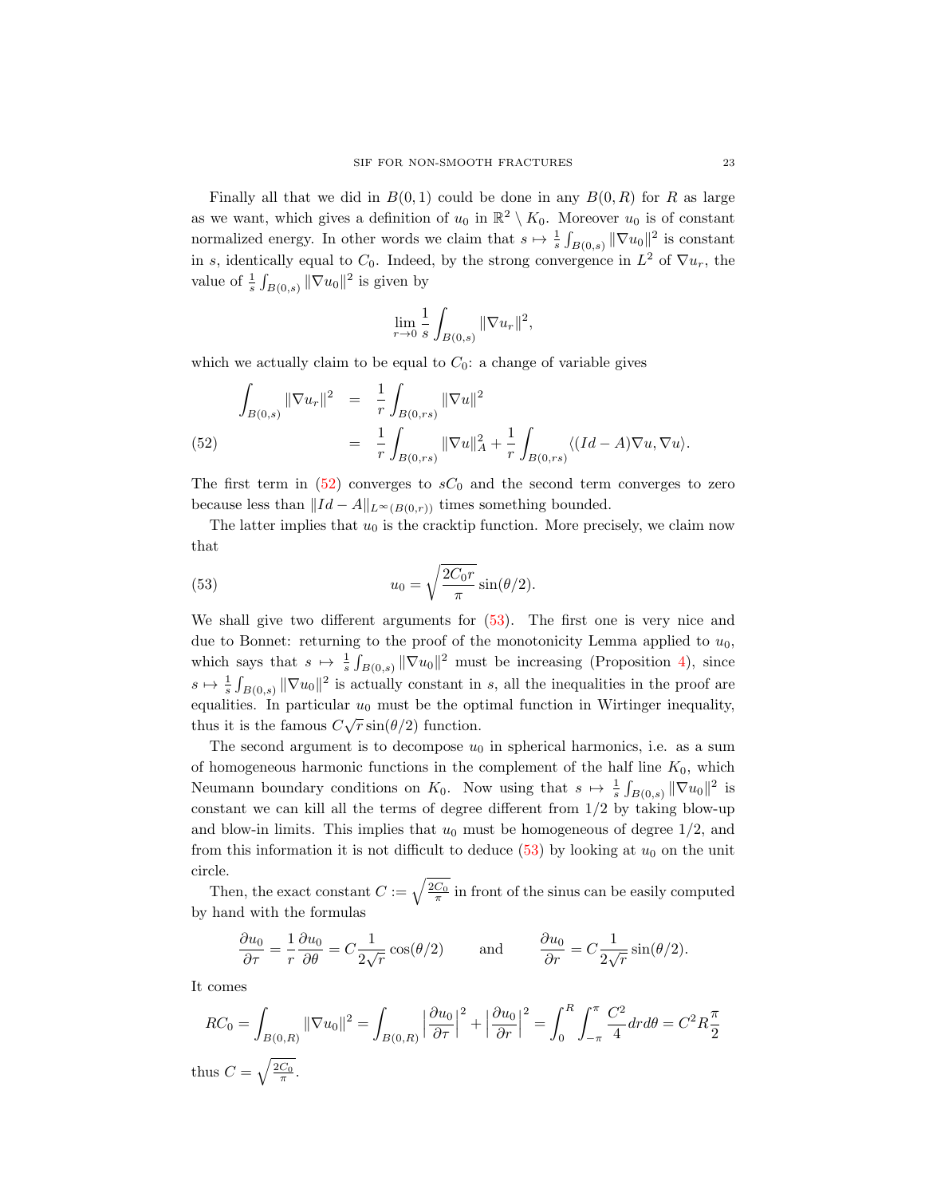Finally all that we did in $B(0,1)$ could be done in any $B(0,R)$ for $R$ as large as we want, which gives a definition of $u_0$ in $\mathbb{R}^2 \setminus K_0$. Moreover $u_0$ is of constant normalized energy. In other words we claim that $s \mapsto \frac{1}{s}\int_{B(0,s)} \|\nabla u_0\|^2$ is constant in $s$, identically equal to $C_0$. Indeed, by the strong convergence in $L^2$ of $\nabla u_r$, the value of $\frac{1}{s}\int_{B(0,s)} \|\nabla u_0\|^2$ is given by

$$\lim_{r\to 0} \frac{1}{s}\int_{B(0,s)} \|\nabla u_r\|^2,$$

which we actually claim to be equal to $C_0$: a change of variable gives

$$\begin{aligned}
\int_{B(0,s)} \|\nabla u_r\|^2 &= \frac{1}{r}\int_{B(0,rs)} \|\nabla u\|^2 \\
&= \frac{1}{r}\int_{B(0,rs)} \|\nabla u\|_A^2 + \frac{1}{r}\int_{B(0,rs)} \langle (Id-A)\nabla u, \nabla u\rangle. \qquad (52)
\end{aligned}$$

The first term in (52) converges to $sC_0$ and the second term converges to zero because less than $\|Id - A\|_{L^\infty(B(0,r))}$ times something bounded.

The latter implies that $u_0$ is the cracktip function. More precisely, we claim now that

$$u_0 = \sqrt{\frac{2C_0 r}{\pi}}\sin(\theta/2). \qquad (53)$$

We shall give two different arguments for (53). The first one is very nice and due to Bonnet: returning to the proof of the monotonicity Lemma applied to $u_0$, which says that $s \mapsto \frac{1}{s}\int_{B(0,s)} \|\nabla u_0\|^2$ must be increasing (Proposition 4), since $s \mapsto \frac{1}{s}\int_{B(0,s)} \|\nabla u_0\|^2$ is actually constant in $s$, all the inequalities in the proof are equalities. In particular $u_0$ must be the optimal function in Wirtinger inequality, thus it is the famous $C\sqrt{r}\sin(\theta/2)$ function.

The second argument is to decompose $u_0$ in spherical harmonics, i.e. as a sum of homogeneous harmonic functions in the complement of the half line $K_0$, which Neumann boundary conditions on $K_0$. Now using that $s \mapsto \frac{1}{s}\int_{B(0,s)} \|\nabla u_0\|^2$ is constant we can kill all the terms of degree different from $1/2$ by taking blow-up and blow-in limits. This implies that $u_0$ must be homogeneous of degree $1/2$, and from this information it is not difficult to deduce (53) by looking at $u_0$ on the unit circle.

Then, the exact constant $C := \sqrt{\frac{2C_0}{\pi}}$ in front of the sinus can be easily computed by hand with the formulas

$$\frac{\partial u_0}{\partial \tau} = \frac{1}{r}\frac{\partial u_0}{\partial \theta} = C\frac{1}{2\sqrt{r}}\cos(\theta/2) \qquad \text{and} \qquad \frac{\partial u_0}{\partial r} = C\frac{1}{2\sqrt{r}}\sin(\theta/2).$$

It comes

$$RC_0 = \int_{B(0,R)} \|\nabla u_0\|^2 = \int_{B(0,R)} \Big|\frac{\partial u_0}{\partial \tau}\Big|^2 + \Big|\frac{\partial u_0}{\partial r}\Big|^2 = \int_0^R \int_{-\pi}^{\pi} \frac{C^2}{4}\,dr\,d\theta = C^2 R\frac{\pi}{2}$$

thus $C = \sqrt{\frac{2C_0}{\pi}}$.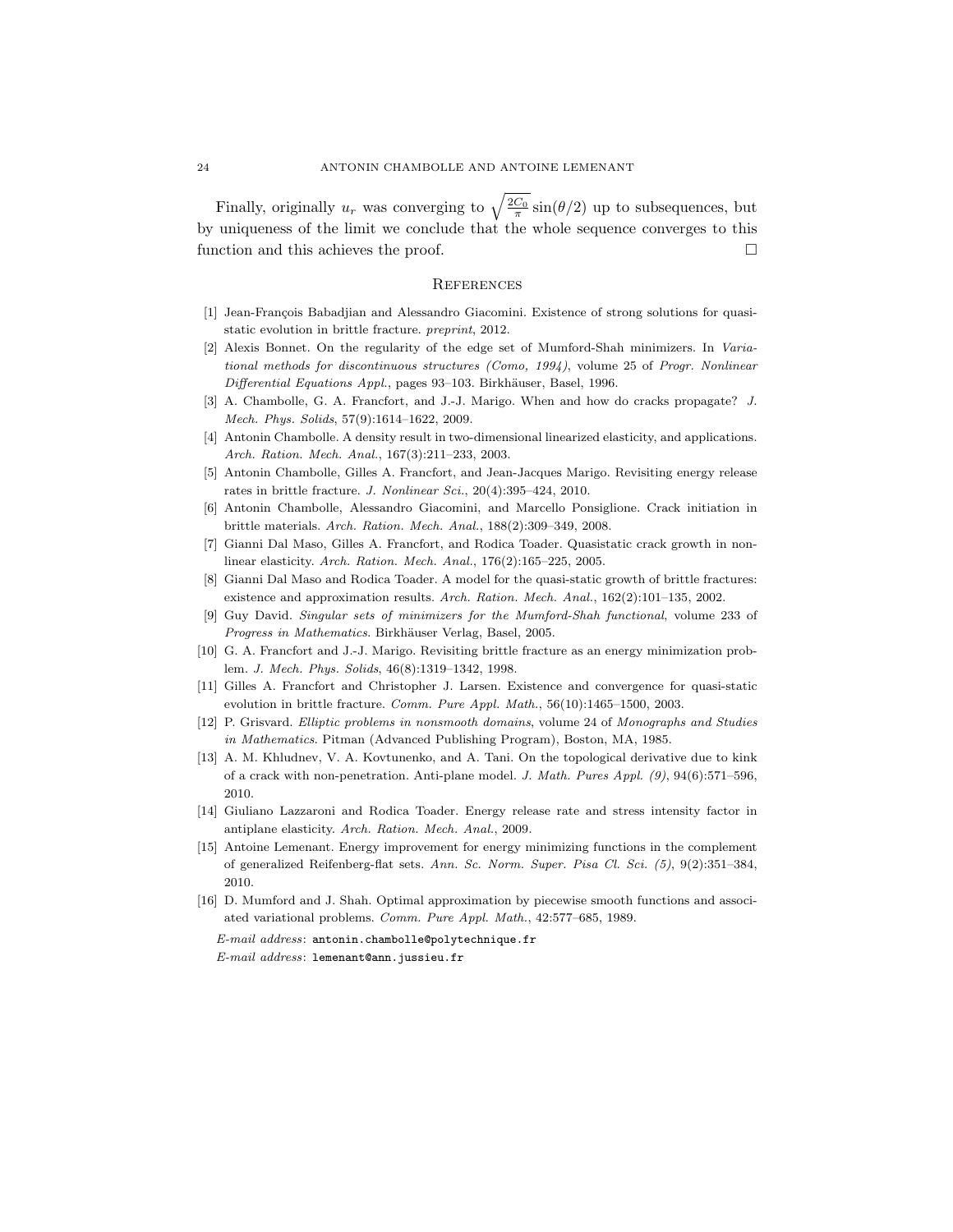Finally, originally $u_r$ was converging to $\sqrt{\frac{2C_0}{\pi}}\sin(\theta/2)$ up to subsequences, but by uniqueness of the limit we conclude that the whole sequence converges to this function and this achieves the proof. $\square$

## References

[1] Jean-François Babadjian and Alessandro Giacomini. Existence of strong solutions for quasi-static evolution in brittle fracture. *preprint*, 2012.

[2] Alexis Bonnet. On the regularity of the edge set of Mumford-Shah minimizers. In *Variational methods for discontinuous structures (Como, 1994)*, volume 25 of *Progr. Nonlinear Differential Equations Appl.*, pages 93–103. Birkhäuser, Basel, 1996.

[3] A. Chambolle, G. A. Francfort, and J.-J. Marigo. When and how do cracks propagate? *J. Mech. Phys. Solids*, 57(9):1614–1622, 2009.

[4] Antonin Chambolle. A density result in two-dimensional linearized elasticity, and applications. *Arch. Ration. Mech. Anal.*, 167(3):211–233, 2003.

[5] Antonin Chambolle, Gilles A. Francfort, and Jean-Jacques Marigo. Revisiting energy release rates in brittle fracture. *J. Nonlinear Sci.*, 20(4):395–424, 2010.

[6] Antonin Chambolle, Alessandro Giacomini, and Marcello Ponsiglione. Crack initiation in brittle materials. *Arch. Ration. Mech. Anal.*, 188(2):309–349, 2008.

[7] Gianni Dal Maso, Gilles A. Francfort, and Rodica Toader. Quasistatic crack growth in non-linear elasticity. *Arch. Ration. Mech. Anal.*, 176(2):165–225, 2005.

[8] Gianni Dal Maso and Rodica Toader. A model for the quasi-static growth of brittle fractures: existence and approximation results. *Arch. Ration. Mech. Anal.*, 162(2):101–135, 2002.

[9] Guy David. *Singular sets of minimizers for the Mumford-Shah functional*, volume 233 of *Progress in Mathematics*. Birkhäuser Verlag, Basel, 2005.

[10] G. A. Francfort and J.-J. Marigo. Revisiting brittle fracture as an energy minimization problem. *J. Mech. Phys. Solids*, 46(8):1319–1342, 1998.

[11] Gilles A. Francfort and Christopher J. Larsen. Existence and convergence for quasi-static evolution in brittle fracture. *Comm. Pure Appl. Math.*, 56(10):1465–1500, 2003.

[12] P. Grisvard. *Elliptic problems in nonsmooth domains*, volume 24 of *Monographs and Studies in Mathematics*. Pitman (Advanced Publishing Program), Boston, MA, 1985.

[13] A. M. Khludnev, V. A. Kovtunenko, and A. Tani. On the topological derivative due to kink of a crack with non-penetration. Anti-plane model. *J. Math. Pures Appl. (9)*, 94(6):571–596, 2010.

[14] Giuliano Lazzaroni and Rodica Toader. Energy release rate and stress intensity factor in antiplane elasticity. *Arch. Ration. Mech. Anal.*, 2009.

[15] Antoine Lemenant. Energy improvement for energy minimizing functions in the complement of generalized Reifenberg-flat sets. *Ann. Sc. Norm. Super. Pisa Cl. Sci. (5)*, 9(2):351–384, 2010.

[16] D. Mumford and J. Shah. Optimal approximation by piecewise smooth functions and associated variational problems. *Comm. Pure Appl. Math.*, 42:577–685, 1989.

*E-mail address*: antonin.chambolle@polytechnique.fr

*E-mail address*: lemenant@ann.jussieu.fr